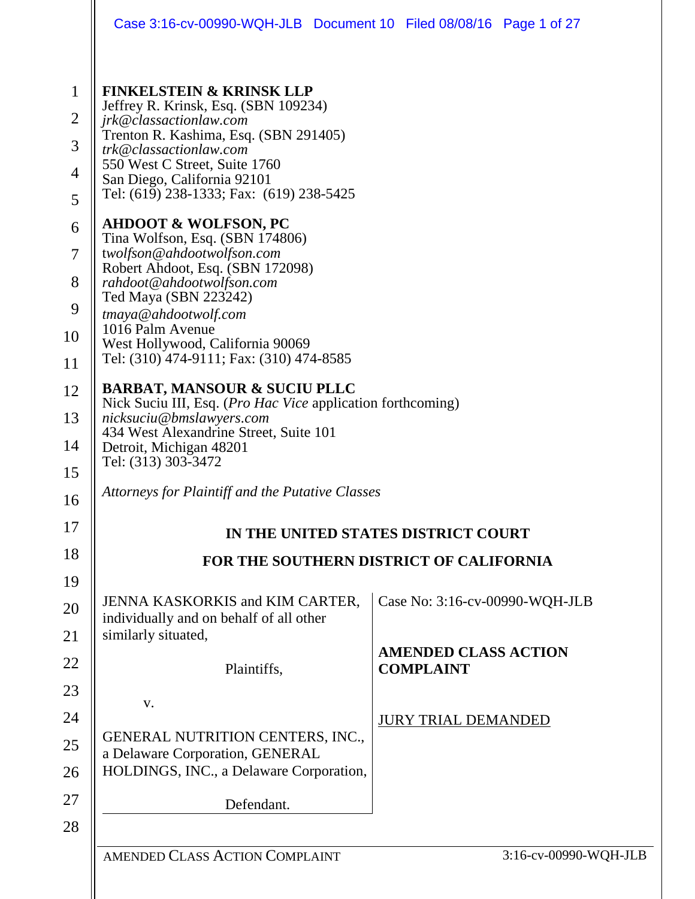**FINKELSTEIN & KRINSK LLP**
Jeffrey R. Krinsk, Esq. (SBN 109234)
*jrk@classactionlaw.com*
Trenton R. Kashima, Esq. (SBN 291405)
*trk@classactionlaw.com*
550 West C Street, Suite 1760
San Diego, California 92101
Tel: (619) 238-1333; Fax: (619) 238-5425

**AHDOOT & WOLFSON, PC**
Tina Wolfson, Esq. (SBN 174806)
*twolfson@ahdootwolfson.com*
Robert Ahdoot, Esq. (SBN 172098)
*rahdoot@ahdootwolfson.com*
Ted Maya (SBN 223242)
*tmaya@ahdootwolf.com*
1016 Palm Avenue
West Hollywood, California 90069
Tel: (310) 474-9111; Fax: (310) 474-8585

**BARBAT, MANSOUR & SUCIU PLLC**
Nick Suciu III, Esq. (*Pro Hac Vice* application forthcoming)
*nicksuciu@bmslawyers.com*
434 West Alexandrine Street, Suite 101
Detroit, Michigan 48201
Tel: (313) 303-3472

*Attorneys for Plaintiff and the Putative Classes*

**IN THE UNITED STATES DISTRICT COURT**

**FOR THE SOUTHERN DISTRICT OF CALIFORNIA**

| | |
|---|---|
| JENNA KASKORKIS and KIM CARTER, individually and on behalf of all other similarly situated,<br><br>Plaintiffs,<br><br>v.<br><br>GENERAL NUTRITION CENTERS, INC., a Delaware Corporation, GENERAL HOLDINGS, INC., a Delaware Corporation,<br><br>Defendant. | Case No: 3:16-cv-00990-WQH-JLB<br><br>**AMENDED CLASS ACTION COMPLAINT**<br><br>JURY TRIAL DEMANDED |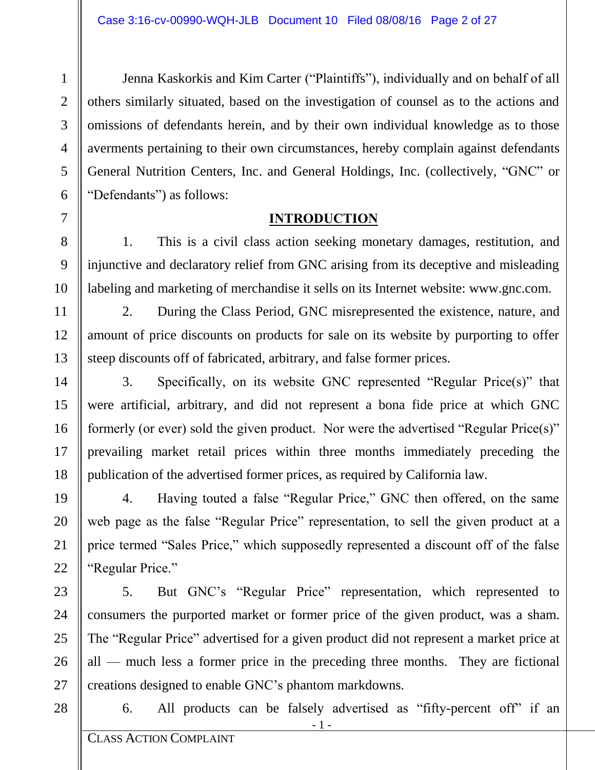Jenna Kaskorkis and Kim Carter ("Plaintiffs"), individually and on behalf of all others similarly situated, based on the investigation of counsel as to the actions and omissions of defendants herein, and by their own individual knowledge as to those averments pertaining to their own circumstances, hereby complain against defendants General Nutrition Centers, Inc. and General Holdings, Inc. (collectively, "GNC" or "Defendants") as follows:

## INTRODUCTION

1. This is a civil class action seeking monetary damages, restitution, and injunctive and declaratory relief from GNC arising from its deceptive and misleading labeling and marketing of merchandise it sells on its Internet website: www.gnc.com.

2. During the Class Period, GNC misrepresented the existence, nature, and amount of price discounts on products for sale on its website by purporting to offer steep discounts off of fabricated, arbitrary, and false former prices.

3. Specifically, on its website GNC represented "Regular Price(s)" that were artificial, arbitrary, and did not represent a bona fide price at which GNC formerly (or ever) sold the given product. Nor were the advertised "Regular Price(s)" prevailing market retail prices within three months immediately preceding the publication of the advertised former prices, as required by California law.

4. Having touted a false "Regular Price," GNC then offered, on the same web page as the false "Regular Price" representation, to sell the given product at a price termed "Sales Price," which supposedly represented a discount off of the false "Regular Price."

5. But GNC's "Regular Price" representation, which represented to consumers the purported market or former price of the given product, was a sham. The "Regular Price" advertised for a given product did not represent a market price at all — much less a former price in the preceding three months. They are fictional creations designed to enable GNC's phantom markdowns.

6. All products can be falsely advertised as "fifty-percent off" if an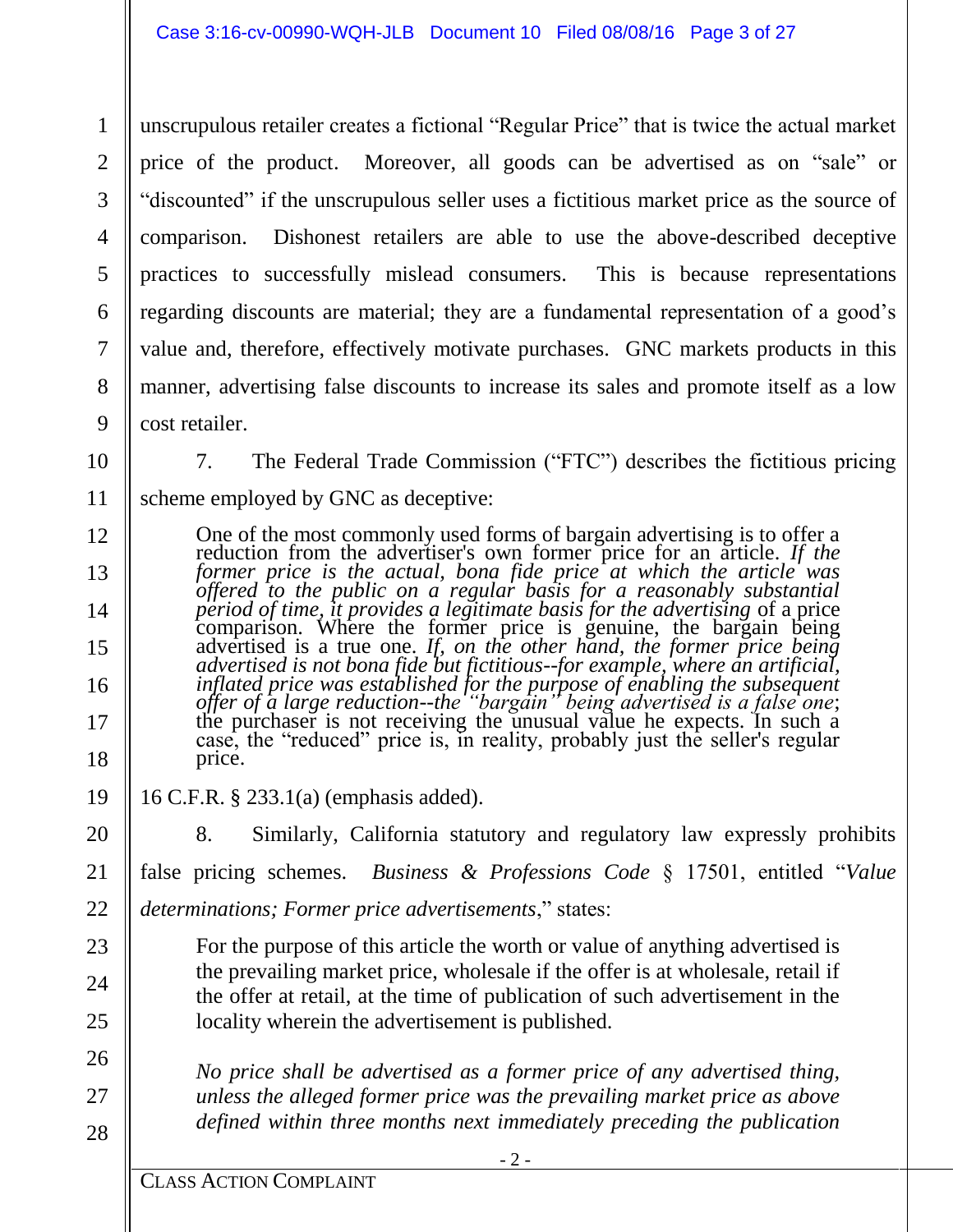unscrupulous retailer creates a fictional "Regular Price" that is twice the actual market price of the product. Moreover, all goods can be advertised as on "sale" or "discounted" if the unscrupulous seller uses a fictitious market price as the source of comparison. Dishonest retailers are able to use the above-described deceptive practices to successfully mislead consumers. This is because representations regarding discounts are material; they are a fundamental representation of a good's value and, therefore, effectively motivate purchases. GNC markets products in this manner, advertising false discounts to increase its sales and promote itself as a low cost retailer.

7. The Federal Trade Commission ("FTC") describes the fictitious pricing scheme employed by GNC as deceptive:

> One of the most commonly used forms of bargain advertising is to offer a reduction from the advertiser's own former price for an article. *If the former price is the actual, bona fide price at which the article was offered to the public on a regular basis for a reasonably substantial period of time, it provides a legitimate basis for the advertising* of a price comparison. Where the former price is genuine, the bargain being advertised is a true one. *If, on the other hand, the former price being advertised is not bona fide but fictitious--for example, where an artificial, inflated price was established for the purpose of enabling the subsequent offer of a large reduction--the "bargain" being advertised is a false one*; the purchaser is not receiving the unusual value he expects. In such a case, the "reduced" price is, in reality, probably just the seller's regular price.

16 C.F.R. § 233.1(a) (emphasis added).

8. Similarly, California statutory and regulatory law expressly prohibits false pricing schemes. *Business & Professions Code* § 17501, entitled "*Value determinations; Former price advertisements*," states:

> For the purpose of this article the worth or value of anything advertised is the prevailing market price, wholesale if the offer is at wholesale, retail if the offer at retail, at the time of publication of such advertisement in the locality wherein the advertisement is published.
>
> *No price shall be advertised as a former price of any advertised thing, unless the alleged former price was the prevailing market price as above defined within three months next immediately preceding the publication*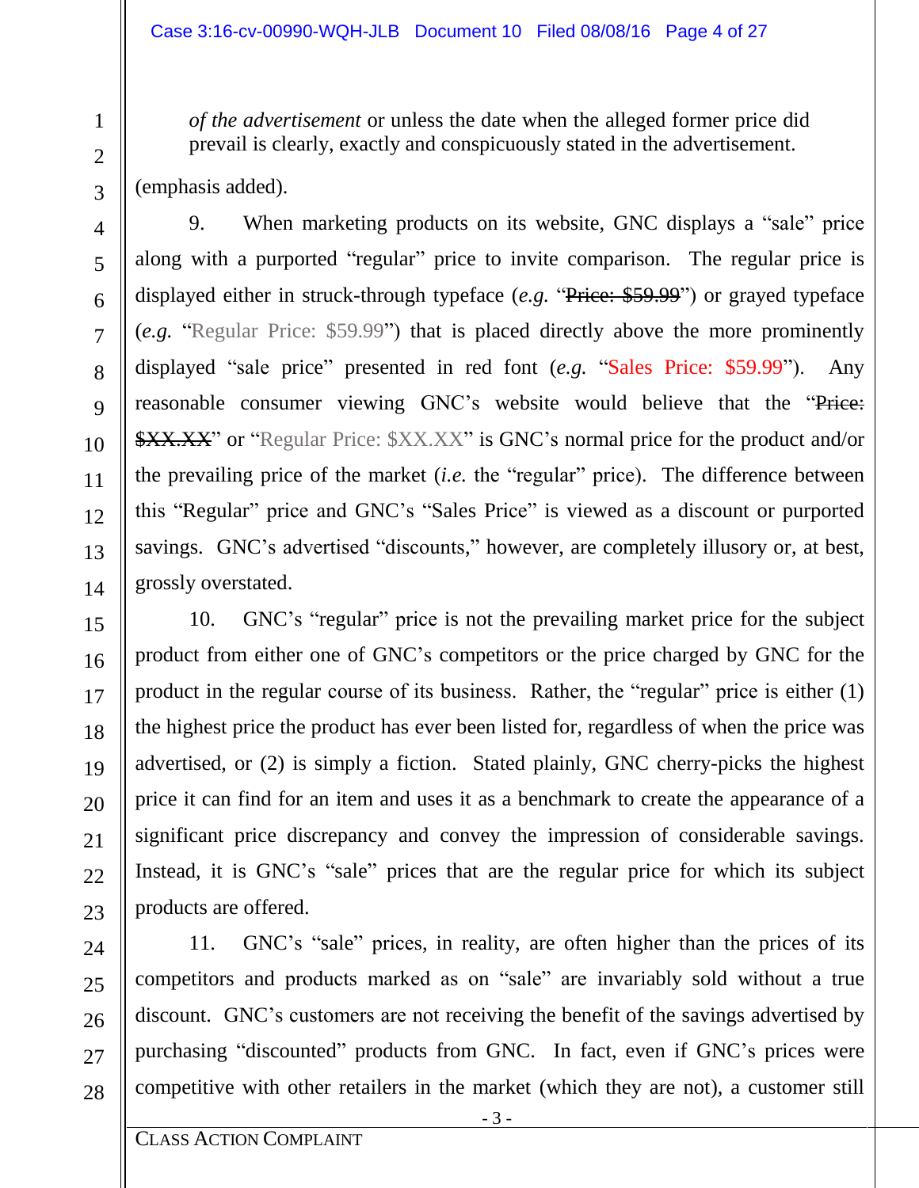*of the advertisement* or unless the date when the alleged former price did prevail is clearly, exactly and conspicuously stated in the advertisement.

(emphasis added).

9. When marketing products on its website, GNC displays a "sale" price along with a purported "regular" price to invite comparison. The regular price is displayed either in struck-through typeface (*e.g.* "~~Price: $59.99~~") or grayed typeface (*e.g.* "Regular Price: $59.99") that is placed directly above the more prominently displayed "sale price" presented in red font (*e.g.* "Sales Price: $59.99"). Any reasonable consumer viewing GNC's website would believe that the "~~Price: $XX.XX~~" or "Regular Price: $XX.XX" is GNC's normal price for the product and/or the prevailing price of the market (*i.e.* the "regular" price). The difference between this "Regular" price and GNC's "Sales Price" is viewed as a discount or purported savings. GNC's advertised "discounts," however, are completely illusory or, at best, grossly overstated.

10. GNC's "regular" price is not the prevailing market price for the subject product from either one of GNC's competitors or the price charged by GNC for the product in the regular course of its business. Rather, the "regular" price is either (1) the highest price the product has ever been listed for, regardless of when the price was advertised, or (2) is simply a fiction. Stated plainly, GNC cherry-picks the highest price it can find for an item and uses it as a benchmark to create the appearance of a significant price discrepancy and convey the impression of considerable savings. Instead, it is GNC's "sale" prices that are the regular price for which its subject products are offered.

11. GNC's "sale" prices, in reality, are often higher than the prices of its competitors and products marked as on "sale" are invariably sold without a true discount. GNC's customers are not receiving the benefit of the savings advertised by purchasing "discounted" products from GNC. In fact, even if GNC's prices were competitive with other retailers in the market (which they are not), a customer still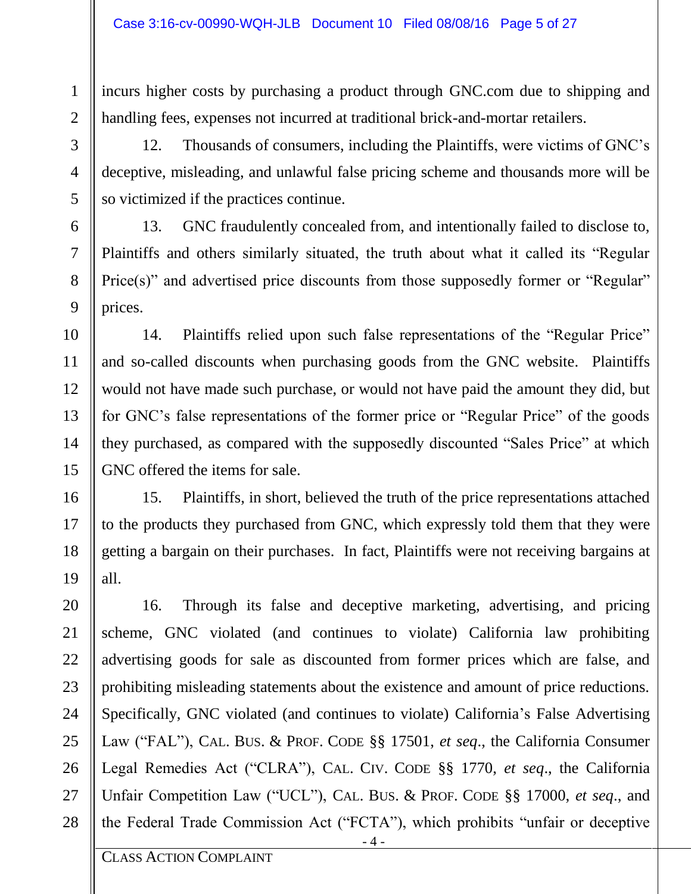incurs higher costs by purchasing a product through GNC.com due to shipping and handling fees, expenses not incurred at traditional brick-and-mortar retailers.

12. Thousands of consumers, including the Plaintiffs, were victims of GNC's deceptive, misleading, and unlawful false pricing scheme and thousands more will be so victimized if the practices continue.

13. GNC fraudulently concealed from, and intentionally failed to disclose to, Plaintiffs and others similarly situated, the truth about what it called its "Regular Price(s)" and advertised price discounts from those supposedly former or "Regular" prices.

14. Plaintiffs relied upon such false representations of the "Regular Price" and so-called discounts when purchasing goods from the GNC website. Plaintiffs would not have made such purchase, or would not have paid the amount they did, but for GNC's false representations of the former price or "Regular Price" of the goods they purchased, as compared with the supposedly discounted "Sales Price" at which GNC offered the items for sale.

15. Plaintiffs, in short, believed the truth of the price representations attached to the products they purchased from GNC, which expressly told them that they were getting a bargain on their purchases. In fact, Plaintiffs were not receiving bargains at all.

16. Through its false and deceptive marketing, advertising, and pricing scheme, GNC violated (and continues to violate) California law prohibiting advertising goods for sale as discounted from former prices which are false, and prohibiting misleading statements about the existence and amount of price reductions. Specifically, GNC violated (and continues to violate) California's False Advertising Law ("FAL"), CAL. BUS. & PROF. CODE §§ 17501, *et seq*., the California Consumer Legal Remedies Act ("CLRA"), CAL. CIV. CODE §§ 1770, *et seq*., the California Unfair Competition Law ("UCL"), CAL. BUS. & PROF. CODE §§ 17000, *et seq*., and the Federal Trade Commission Act ("FCTA"), which prohibits "unfair or deceptive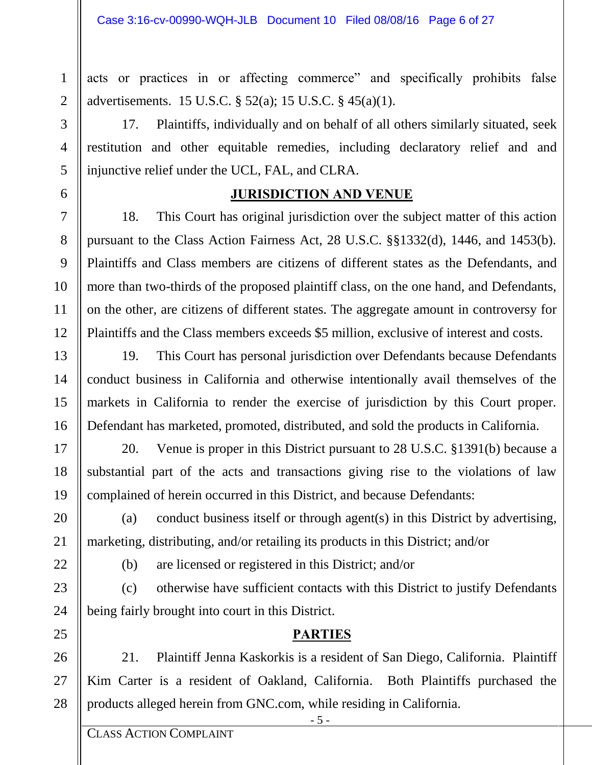acts or practices in or affecting commerce" and specifically prohibits false advertisements. 15 U.S.C. § 52(a); 15 U.S.C. § 45(a)(1).

17. Plaintiffs, individually and on behalf of all others similarly situated, seek restitution and other equitable remedies, including declaratory relief and and injunctive relief under the UCL, FAL, and CLRA.

## JURISDICTION AND VENUE

18. This Court has original jurisdiction over the subject matter of this action pursuant to the Class Action Fairness Act, 28 U.S.C. §§1332(d), 1446, and 1453(b). Plaintiffs and Class members are citizens of different states as the Defendants, and more than two-thirds of the proposed plaintiff class, on the one hand, and Defendants, on the other, are citizens of different states. The aggregate amount in controversy for Plaintiffs and the Class members exceeds $5 million, exclusive of interest and costs.

19. This Court has personal jurisdiction over Defendants because Defendants conduct business in California and otherwise intentionally avail themselves of the markets in California to render the exercise of jurisdiction by this Court proper. Defendant has marketed, promoted, distributed, and sold the products in California.

20. Venue is proper in this District pursuant to 28 U.S.C. §1391(b) because a substantial part of the acts and transactions giving rise to the violations of law complained of herein occurred in this District, and because Defendants:

(a) conduct business itself or through agent(s) in this District by advertising, marketing, distributing, and/or retailing its products in this District; and/or

(b) are licensed or registered in this District; and/or

(c) otherwise have sufficient contacts with this District to justify Defendants being fairly brought into court in this District.

## PARTIES

21. Plaintiff Jenna Kaskorkis is a resident of San Diego, California. Plaintiff Kim Carter is a resident of Oakland, California. Both Plaintiffs purchased the products alleged herein from GNC.com, while residing in California.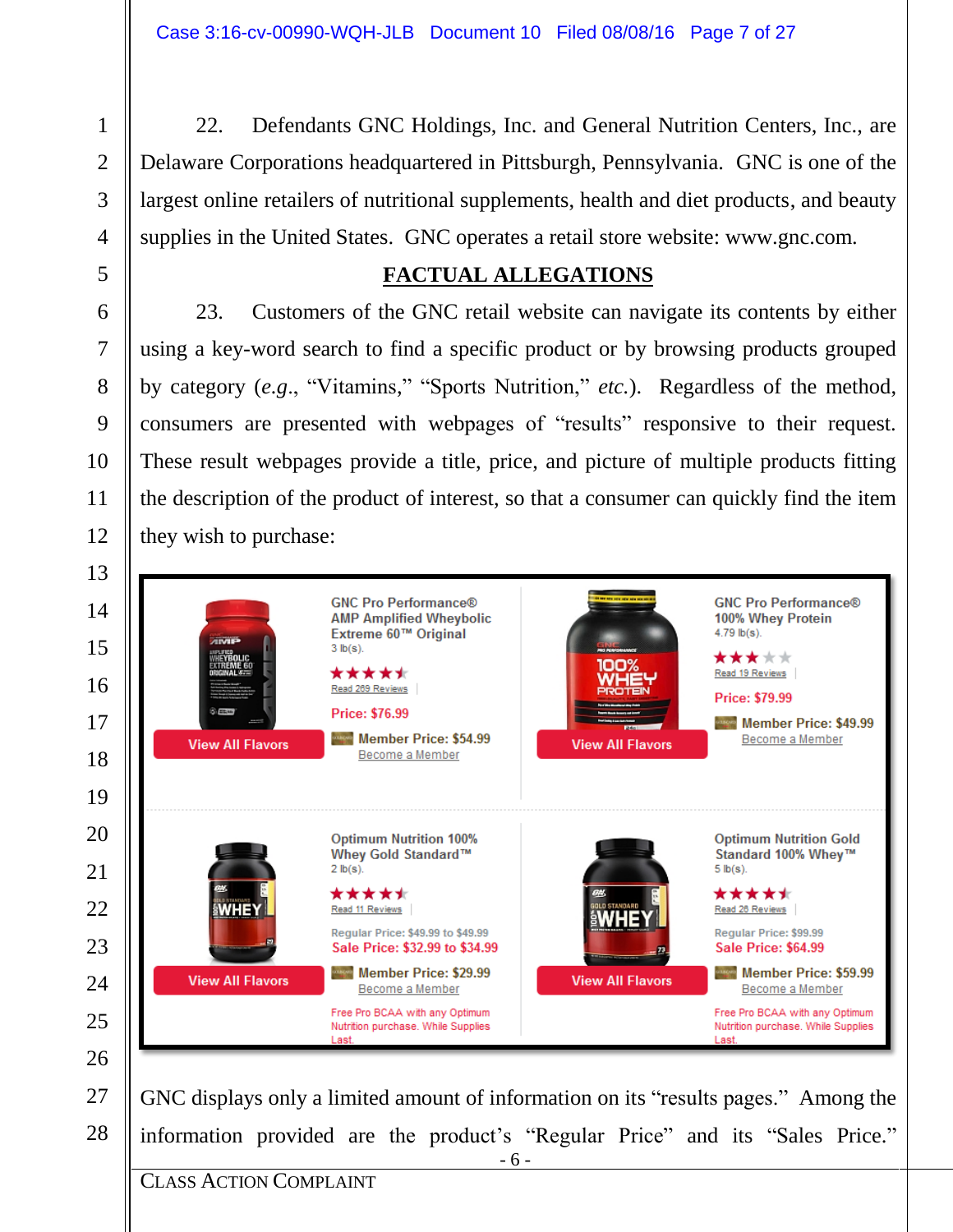22. Defendants GNC Holdings, Inc. and General Nutrition Centers, Inc., are Delaware Corporations headquartered in Pittsburgh, Pennsylvania. GNC is one of the largest online retailers of nutritional supplements, health and diet products, and beauty supplies in the United States. GNC operates a retail store website: www.gnc.com.

## FACTUAL ALLEGATIONS

23. Customers of the GNC retail website can navigate its contents by either using a key-word search to find a specific product or by browsing products grouped by category (*e.g.*, "Vitamins," "Sports Nutrition," *etc.*). Regardless of the method, consumers are presented with webpages of "results" responsive to their request. These result webpages provide a title, price, and picture of multiple products fitting the description of the product of interest, so that a consumer can quickly find the item they wish to purchase:

GNC Pro Performance® AMP Amplified Wheybolic Extreme 60™ Original
3 lb(s).
Read 269 Reviews
Price: $76.99
Member Price: $54.99
Become a Member
View All Flavors

GNC Pro Performance® 100% Whey Protein
4.79 lb(s).
Read 19 Reviews
Price: $79.99
Member Price: $49.99
Become a Member
View All Flavors

Optimum Nutrition 100% Whey Gold Standard™
2 lb(s).
Read 11 Reviews
Regular Price: $49.99 to $49.99
Sale Price: $32.99 to $34.99
Member Price: $29.99
Become a Member
Free Pro BCAA with any Optimum Nutrition purchase. While Supplies Last.
View All Flavors

Optimum Nutrition Gold Standard 100% Whey™
5 lb(s).
Read 26 Reviews
Regular Price: $99.99
Sale Price: $64.99
Member Price: $59.99
Become a Member
Free Pro BCAA with any Optimum Nutrition purchase. While Supplies Last.
View All Flavors

GNC displays only a limited amount of information on its "results pages." Among the information provided are the product's "Regular Price" and its "Sales Price."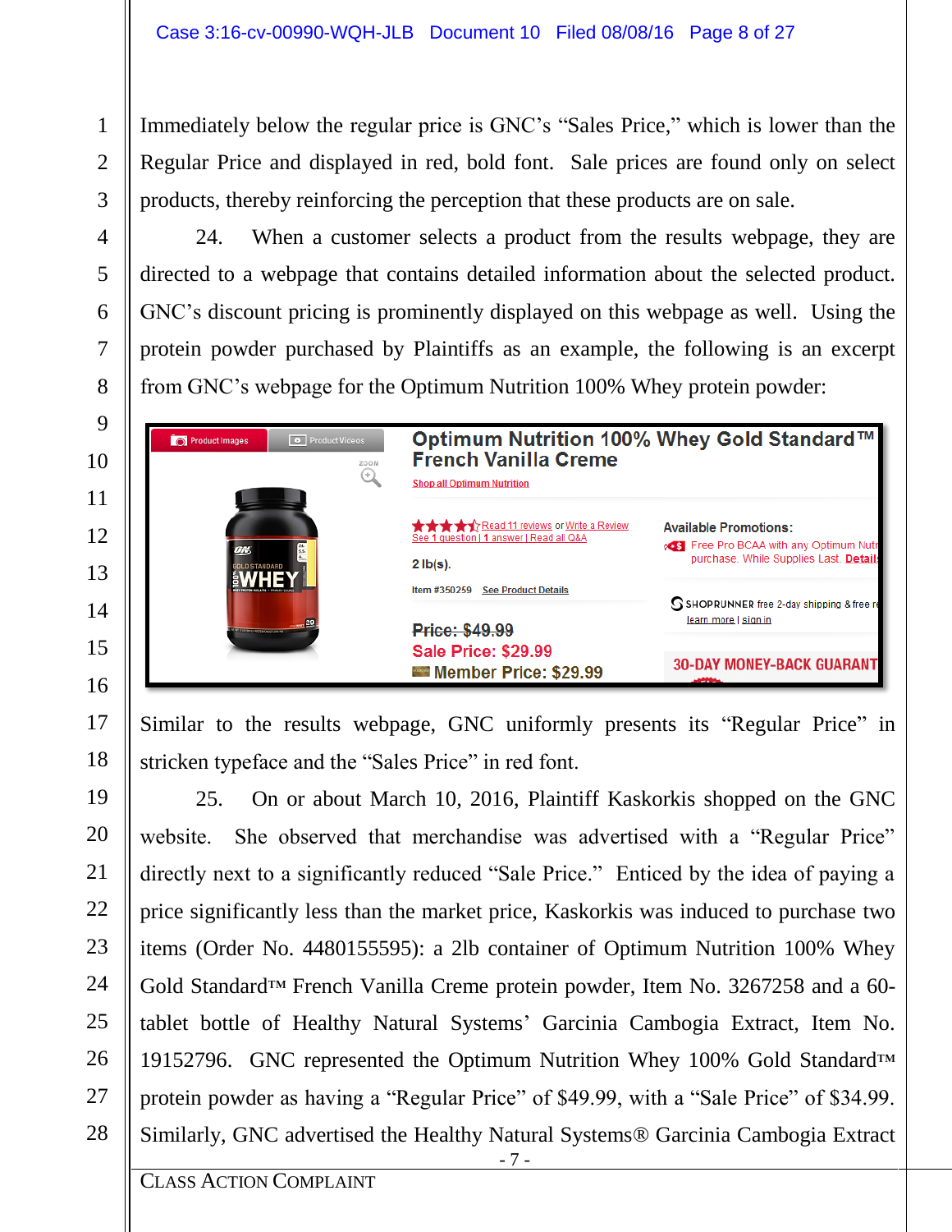Immediately below the regular price is GNC's "Sales Price," which is lower than the Regular Price and displayed in red, bold font. Sale prices are found only on select products, thereby reinforcing the perception that these products are on sale.

24. When a customer selects a product from the results webpage, they are directed to a webpage that contains detailed information about the selected product. GNC's discount pricing is prominently displayed on this webpage as well. Using the protein powder purchased by Plaintiffs as an example, the following is an excerpt from GNC's webpage for the Optimum Nutrition 100% Whey protein powder:

Similar to the results webpage, GNC uniformly presents its "Regular Price" in stricken typeface and the "Sales Price" in red font.

25. On or about March 10, 2016, Plaintiff Kaskorkis shopped on the GNC website. She observed that merchandise was advertised with a "Regular Price" directly next to a significantly reduced "Sale Price." Enticed by the idea of paying a price significantly less than the market price, Kaskorkis was induced to purchase two items (Order No. 4480155595): a 2lb container of Optimum Nutrition 100% Whey Gold Standard™ French Vanilla Creme protein powder, Item No. 3267258 and a 60-tablet bottle of Healthy Natural Systems' Garcinia Cambogia Extract, Item No. 19152796. GNC represented the Optimum Nutrition Whey 100% Gold Standard™ protein powder as having a "Regular Price" of $49.99, with a "Sale Price" of $34.99. Similarly, GNC advertised the Healthy Natural Systems® Garcinia Cambogia Extract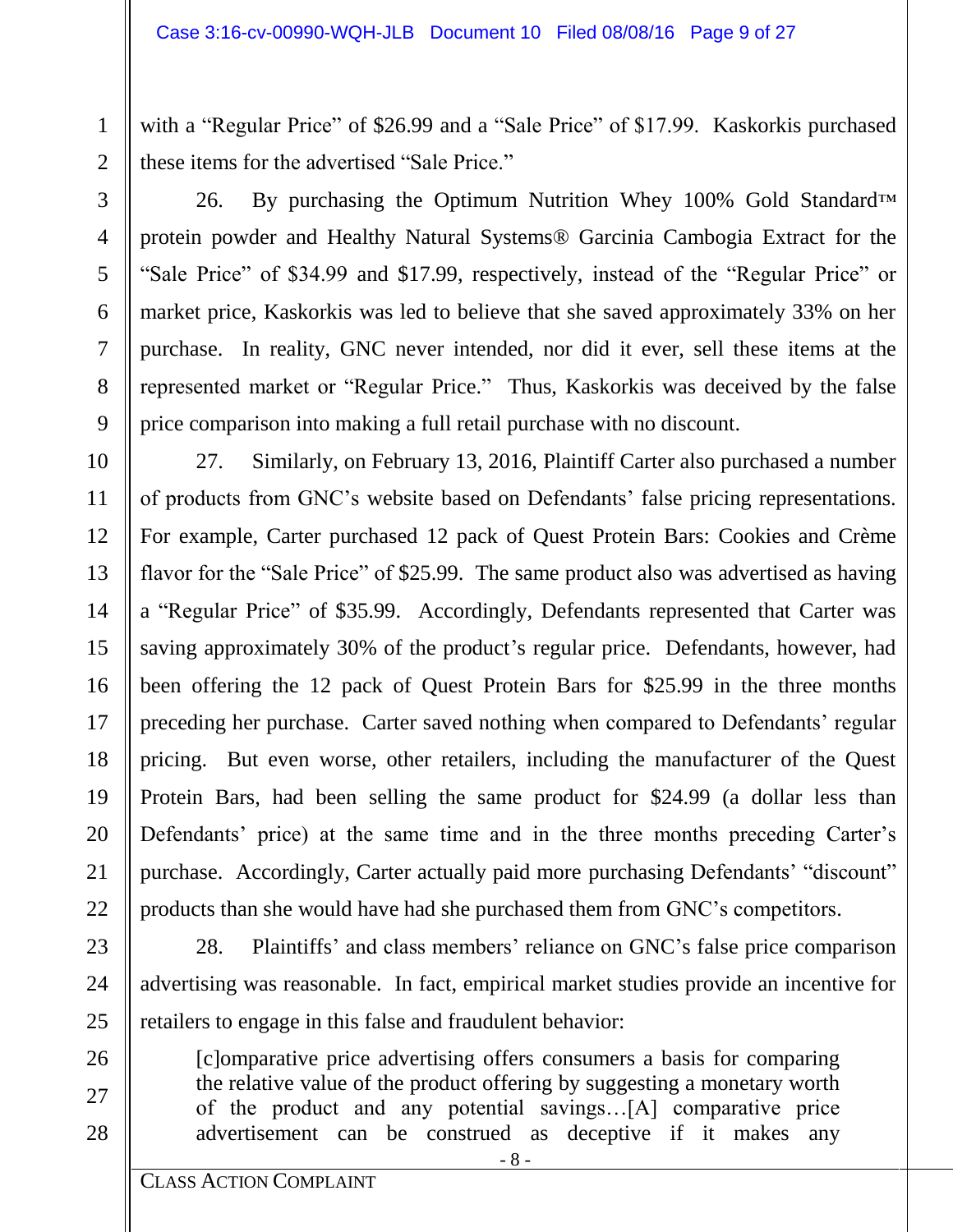with a "Regular Price" of $26.99 and a "Sale Price" of $17.99. Kaskorkis purchased these items for the advertised "Sale Price."

26. By purchasing the Optimum Nutrition Whey 100% Gold Standard™ protein powder and Healthy Natural Systems® Garcinia Cambogia Extract for the "Sale Price" of $34.99 and $17.99, respectively, instead of the "Regular Price" or market price, Kaskorkis was led to believe that she saved approximately 33% on her purchase. In reality, GNC never intended, nor did it ever, sell these items at the represented market or "Regular Price." Thus, Kaskorkis was deceived by the false price comparison into making a full retail purchase with no discount.

27. Similarly, on February 13, 2016, Plaintiff Carter also purchased a number of products from GNC's website based on Defendants' false pricing representations. For example, Carter purchased 12 pack of Quest Protein Bars: Cookies and Crème flavor for the "Sale Price" of $25.99. The same product also was advertised as having a "Regular Price" of $35.99. Accordingly, Defendants represented that Carter was saving approximately 30% of the product's regular price. Defendants, however, had been offering the 12 pack of Quest Protein Bars for $25.99 in the three months preceding her purchase. Carter saved nothing when compared to Defendants' regular pricing. But even worse, other retailers, including the manufacturer of the Quest Protein Bars, had been selling the same product for $24.99 (a dollar less than Defendants' price) at the same time and in the three months preceding Carter's purchase. Accordingly, Carter actually paid more purchasing Defendants' "discount" products than she would have had she purchased them from GNC's competitors.

28. Plaintiffs' and class members' reliance on GNC's false price comparison advertising was reasonable. In fact, empirical market studies provide an incentive for retailers to engage in this false and fraudulent behavior:

> [c]omparative price advertising offers consumers a basis for comparing the relative value of the product offering by suggesting a monetary worth of the product and any potential savings…[A] comparative price advertisement can be construed as deceptive if it makes any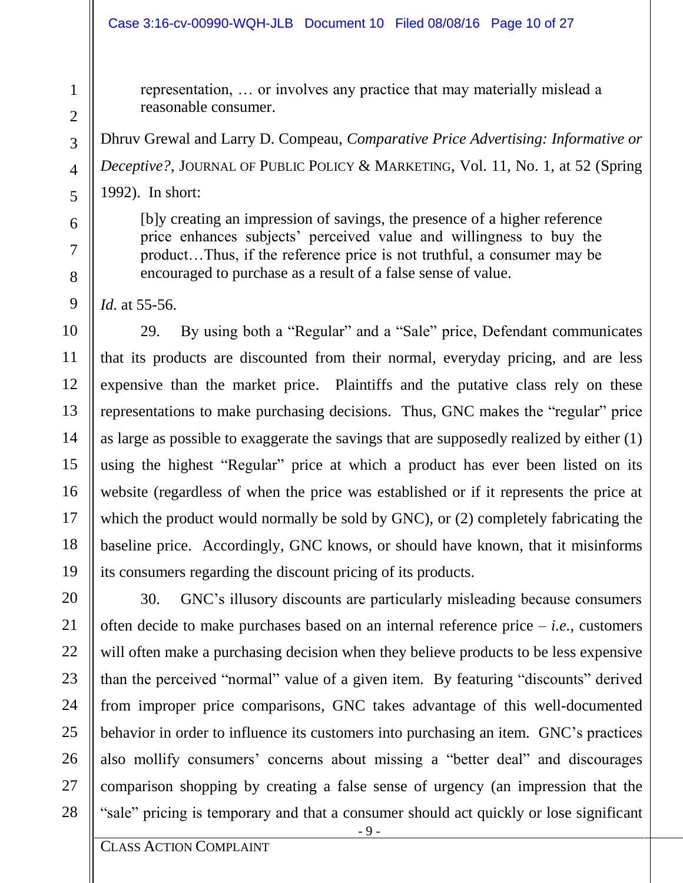> representation, … or involves any practice that may materially mislead a reasonable consumer.

Dhruv Grewal and Larry D. Compeau, *Comparative Price Advertising: Informative or Deceptive?*, JOURNAL OF PUBLIC POLICY & MARKETING, Vol. 11, No. 1, at 52 (Spring 1992). In short:

> [b]y creating an impression of savings, the presence of a higher reference price enhances subjects' perceived value and willingness to buy the product…Thus, if the reference price is not truthful, a consumer may be encouraged to purchase as a result of a false sense of value.

*Id.* at 55-56.

29. By using both a "Regular" and a "Sale" price, Defendant communicates that its products are discounted from their normal, everyday pricing, and are less expensive than the market price. Plaintiffs and the putative class rely on these representations to make purchasing decisions. Thus, GNC makes the "regular" price as large as possible to exaggerate the savings that are supposedly realized by either (1) using the highest "Regular" price at which a product has ever been listed on its website (regardless of when the price was established or if it represents the price at which the product would normally be sold by GNC), or (2) completely fabricating the baseline price. Accordingly, GNC knows, or should have known, that it misinforms its consumers regarding the discount pricing of its products.

30. GNC's illusory discounts are particularly misleading because consumers often decide to make purchases based on an internal reference price – *i.e.*, customers will often make a purchasing decision when they believe products to be less expensive than the perceived "normal" value of a given item. By featuring "discounts" derived from improper price comparisons, GNC takes advantage of this well-documented behavior in order to influence its customers into purchasing an item. GNC's practices also mollify consumers' concerns about missing a "better deal" and discourages comparison shopping by creating a false sense of urgency (an impression that the "sale" pricing is temporary and that a consumer should act quickly or lose significant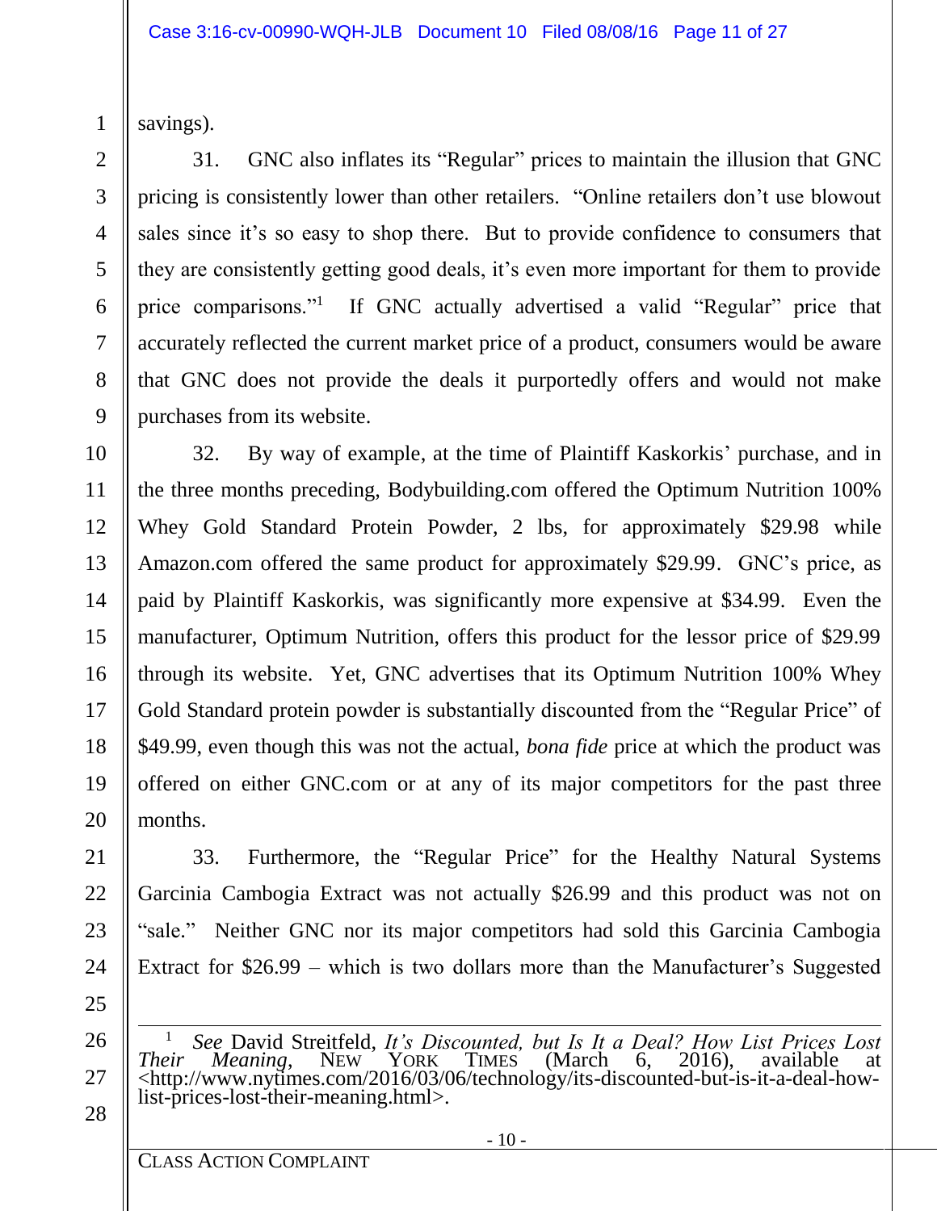savings).

31. GNC also inflates its “Regular” prices to maintain the illusion that GNC pricing is consistently lower than other retailers. “Online retailers don’t use blowout sales since it’s so easy to shop there. But to provide confidence to consumers that they are consistently getting good deals, it’s even more important for them to provide price comparisons.”[1] If GNC actually advertised a valid “Regular” price that accurately reflected the current market price of a product, consumers would be aware that GNC does not provide the deals it purportedly offers and would not make purchases from its website.

32. By way of example, at the time of Plaintiff Kaskorkis’ purchase, and in the three months preceding, Bodybuilding.com offered the Optimum Nutrition 100% Whey Gold Standard Protein Powder, 2 lbs, for approximately $29.98 while Amazon.com offered the same product for approximately $29.99. GNC’s price, as paid by Plaintiff Kaskorkis, was significantly more expensive at $34.99. Even the manufacturer, Optimum Nutrition, offers this product for the lessor price of $29.99 through its website. Yet, GNC advertises that its Optimum Nutrition 100% Whey Gold Standard protein powder is substantially discounted from the “Regular Price” of $49.99, even though this was not the actual, *bona fide* price at which the product was offered on either GNC.com or at any of its major competitors for the past three months.

33. Furthermore, the “Regular Price” for the Healthy Natural Systems Garcinia Cambogia Extract was not actually $26.99 and this product was not on “sale.” Neither GNC nor its major competitors had sold this Garcinia Cambogia Extract for $26.99 – which is two dollars more than the Manufacturer’s Suggested

---

[1] *See* David Streitfeld, *It’s Discounted, but Is It a Deal? How List Prices Lost Their Meaning*, NEW YORK TIMES (March 6, 2016), available at <http://www.nytimes.com/2016/03/06/technology/its-discounted-but-is-it-a-deal-how-list-prices-lost-their-meaning.html>.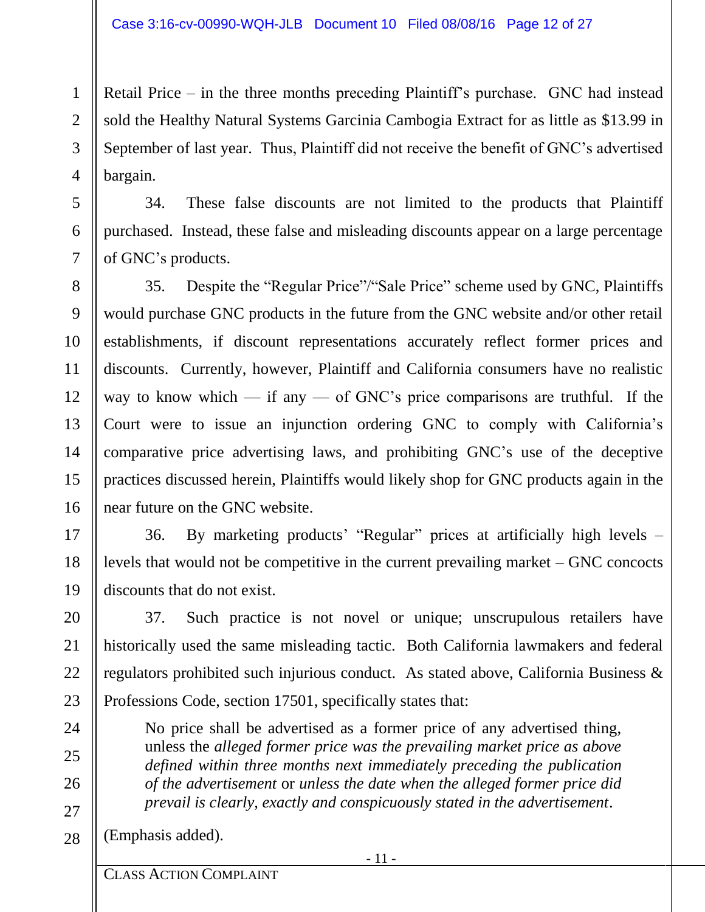Retail Price – in the three months preceding Plaintiff's purchase. GNC had instead sold the Healthy Natural Systems Garcinia Cambogia Extract for as little as $13.99 in September of last year. Thus, Plaintiff did not receive the benefit of GNC's advertised bargain.

34. These false discounts are not limited to the products that Plaintiff purchased. Instead, these false and misleading discounts appear on a large percentage of GNC's products.

35. Despite the "Regular Price"/"Sale Price" scheme used by GNC, Plaintiffs would purchase GNC products in the future from the GNC website and/or other retail establishments, if discount representations accurately reflect former prices and discounts. Currently, however, Plaintiff and California consumers have no realistic way to know which — if any — of GNC's price comparisons are truthful. If the Court were to issue an injunction ordering GNC to comply with California's comparative price advertising laws, and prohibiting GNC's use of the deceptive practices discussed herein, Plaintiffs would likely shop for GNC products again in the near future on the GNC website.

36. By marketing products' "Regular" prices at artificially high levels – levels that would not be competitive in the current prevailing market – GNC concocts discounts that do not exist.

37. Such practice is not novel or unique; unscrupulous retailers have historically used the same misleading tactic. Both California lawmakers and federal regulators prohibited such injurious conduct. As stated above, California Business & Professions Code, section 17501, specifically states that:

> No price shall be advertised as a former price of any advertised thing, unless the *alleged former price was the prevailing market price as above defined within three months next immediately preceding the publication of the advertisement* or *unless the date when the alleged former price did prevail is clearly, exactly and conspicuously stated in the advertisement*.

(Emphasis added).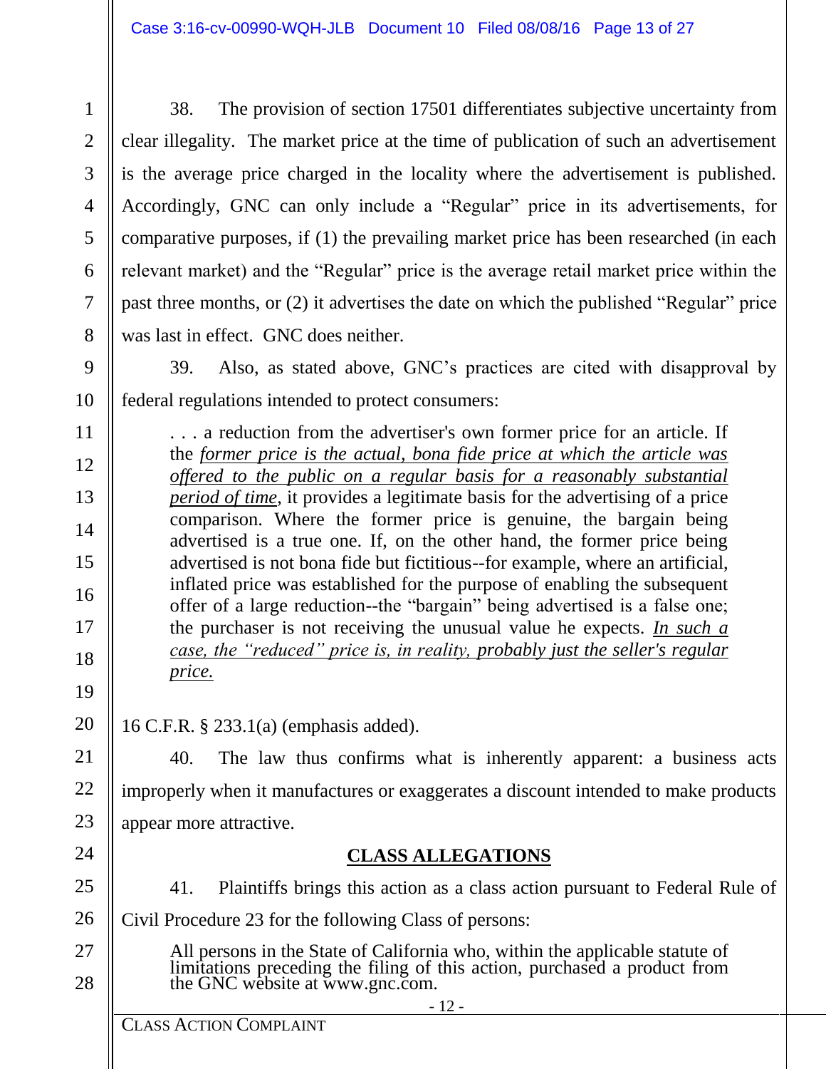38. The provision of section 17501 differentiates subjective uncertainty from clear illegality. The market price at the time of publication of such an advertisement is the average price charged in the locality where the advertisement is published. Accordingly, GNC can only include a "Regular" price in its advertisements, for comparative purposes, if (1) the prevailing market price has been researched (in each relevant market) and the "Regular" price is the average retail market price within the past three months, or (2) it advertises the date on which the published "Regular" price was last in effect. GNC does neither.

39. Also, as stated above, GNC's practices are cited with disapproval by federal regulations intended to protect consumers:

> . . . a reduction from the advertiser's own former price for an article. If the *former price is the actual, bona fide price at which the article was offered to the public on a regular basis for a reasonably substantial period of time*, it provides a legitimate basis for the advertising of a price comparison. Where the former price is genuine, the bargain being advertised is a true one. If, on the other hand, the former price being advertised is not bona fide but fictitious--for example, where an artificial, inflated price was established for the purpose of enabling the subsequent offer of a large reduction--the "bargain" being advertised is a false one; the purchaser is not receiving the unusual value he expects. *In such a case, the "reduced" price is, in reality, probably just the seller's regular price.*

16 C.F.R. § 233.1(a) (emphasis added).

40. The law thus confirms what is inherently apparent: a business acts improperly when it manufactures or exaggerates a discount intended to make products appear more attractive.

## CLASS ALLEGATIONS

41. Plaintiffs brings this action as a class action pursuant to Federal Rule of Civil Procedure 23 for the following Class of persons:

> All persons in the State of California who, within the applicable statute of limitations preceding the filing of this action, purchased a product from the GNC website at www.gnc.com.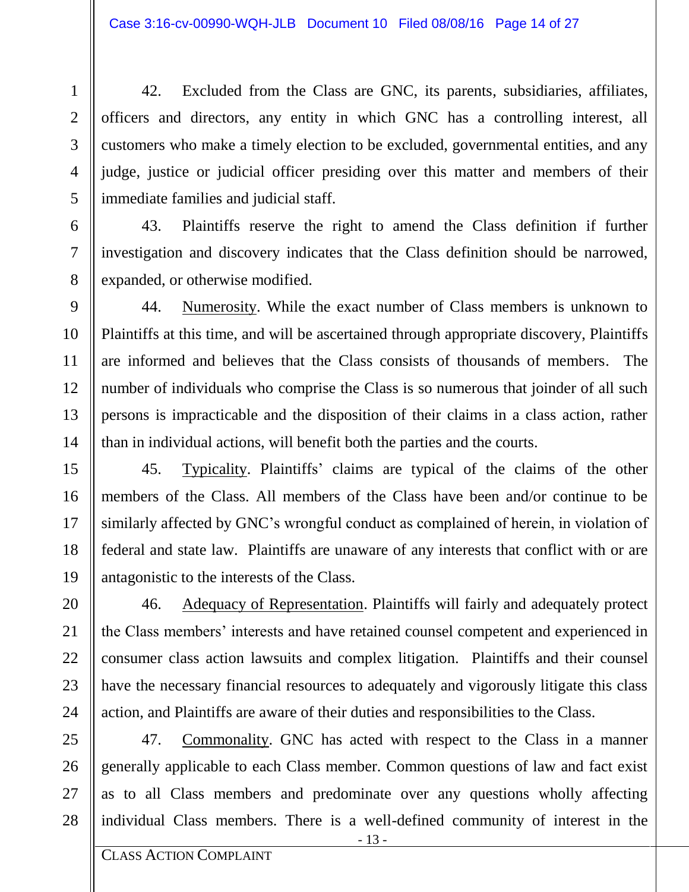42. Excluded from the Class are GNC, its parents, subsidiaries, affiliates, officers and directors, any entity in which GNC has a controlling interest, all customers who make a timely election to be excluded, governmental entities, and any judge, justice or judicial officer presiding over this matter and members of their immediate families and judicial staff.

43. Plaintiffs reserve the right to amend the Class definition if further investigation and discovery indicates that the Class definition should be narrowed, expanded, or otherwise modified.

44. Numerosity. While the exact number of Class members is unknown to Plaintiffs at this time, and will be ascertained through appropriate discovery, Plaintiffs are informed and believes that the Class consists of thousands of members. The number of individuals who comprise the Class is so numerous that joinder of all such persons is impracticable and the disposition of their claims in a class action, rather than in individual actions, will benefit both the parties and the courts.

45. Typicality. Plaintiffs' claims are typical of the claims of the other members of the Class. All members of the Class have been and/or continue to be similarly affected by GNC's wrongful conduct as complained of herein, in violation of federal and state law. Plaintiffs are unaware of any interests that conflict with or are antagonistic to the interests of the Class.

46. Adequacy of Representation. Plaintiffs will fairly and adequately protect the Class members' interests and have retained counsel competent and experienced in consumer class action lawsuits and complex litigation. Plaintiffs and their counsel have the necessary financial resources to adequately and vigorously litigate this class action, and Plaintiffs are aware of their duties and responsibilities to the Class.

47. Commonality. GNC has acted with respect to the Class in a manner generally applicable to each Class member. Common questions of law and fact exist as to all Class members and predominate over any questions wholly affecting individual Class members. There is a well-defined community of interest in the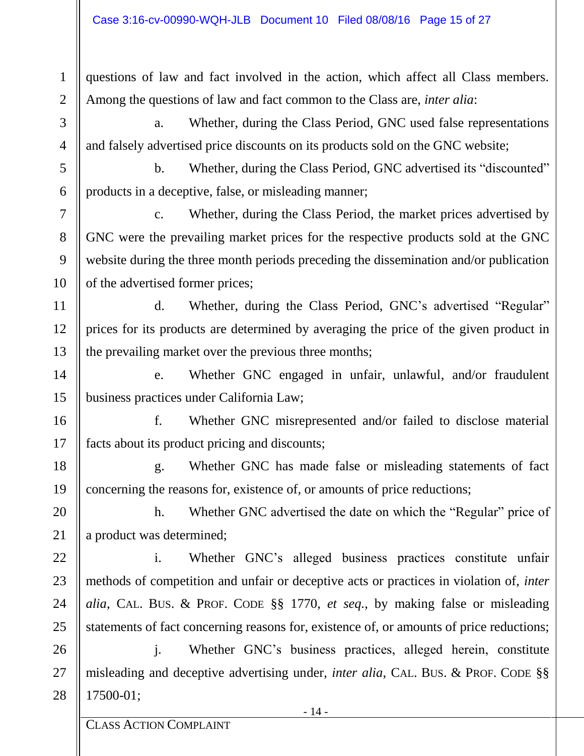questions of law and fact involved in the action, which affect all Class members. Among the questions of law and fact common to the Class are, *inter alia*:

a. Whether, during the Class Period, GNC used false representations and falsely advertised price discounts on its products sold on the GNC website;

b. Whether, during the Class Period, GNC advertised its "discounted" products in a deceptive, false, or misleading manner;

c. Whether, during the Class Period, the market prices advertised by GNC were the prevailing market prices for the respective products sold at the GNC website during the three month periods preceding the dissemination and/or publication of the advertised former prices;

d. Whether, during the Class Period, GNC's advertised "Regular" prices for its products are determined by averaging the price of the given product in the prevailing market over the previous three months;

e. Whether GNC engaged in unfair, unlawful, and/or fraudulent business practices under California Law;

f. Whether GNC misrepresented and/or failed to disclose material facts about its product pricing and discounts;

g. Whether GNC has made false or misleading statements of fact concerning the reasons for, existence of, or amounts of price reductions;

h. Whether GNC advertised the date on which the "Regular" price of a product was determined;

i. Whether GNC's alleged business practices constitute unfair methods of competition and unfair or deceptive acts or practices in violation of, *inter alia*, CAL. BUS. & PROF. CODE §§ 1770, *et seq.*, by making false or misleading statements of fact concerning reasons for, existence of, or amounts of price reductions;

j. Whether GNC's business practices, alleged herein, constitute misleading and deceptive advertising under, *inter alia*, CAL. BUS. & PROF. CODE §§ 17500-01;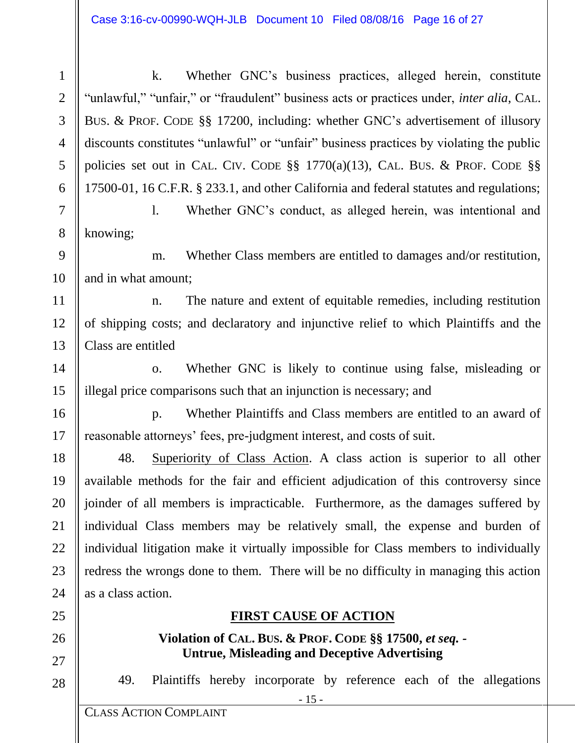k. Whether GNC's business practices, alleged herein, constitute "unlawful," "unfair," or "fraudulent" business acts or practices under, *inter alia*, CAL. BUS. & PROF. CODE §§ 17200, including: whether GNC's advertisement of illusory discounts constitutes "unlawful" or "unfair" business practices by violating the public policies set out in CAL. CIV. CODE §§ 1770(a)(13), CAL. BUS. & PROF. CODE §§ 17500-01, 16 C.F.R. § 233.1, and other California and federal statutes and regulations;

l. Whether GNC's conduct, as alleged herein, was intentional and knowing;

m. Whether Class members are entitled to damages and/or restitution, and in what amount;

n. The nature and extent of equitable remedies, including restitution of shipping costs; and declaratory and injunctive relief to which Plaintiffs and the Class are entitled

o. Whether GNC is likely to continue using false, misleading or illegal price comparisons such that an injunction is necessary; and

p. Whether Plaintiffs and Class members are entitled to an award of reasonable attorneys' fees, pre-judgment interest, and costs of suit.

48. Superiority of Class Action. A class action is superior to all other available methods for the fair and efficient adjudication of this controversy since joinder of all members is impracticable. Furthermore, as the damages suffered by individual Class members may be relatively small, the expense and burden of individual litigation make it virtually impossible for Class members to individually redress the wrongs done to them. There will be no difficulty in managing this action as a class action.

## FIRST CAUSE OF ACTION

**Violation of CAL. BUS. & PROF. CODE §§ 17500, *et seq.* - Untrue, Misleading and Deceptive Advertising**

49. Plaintiffs hereby incorporate by reference each of the allegations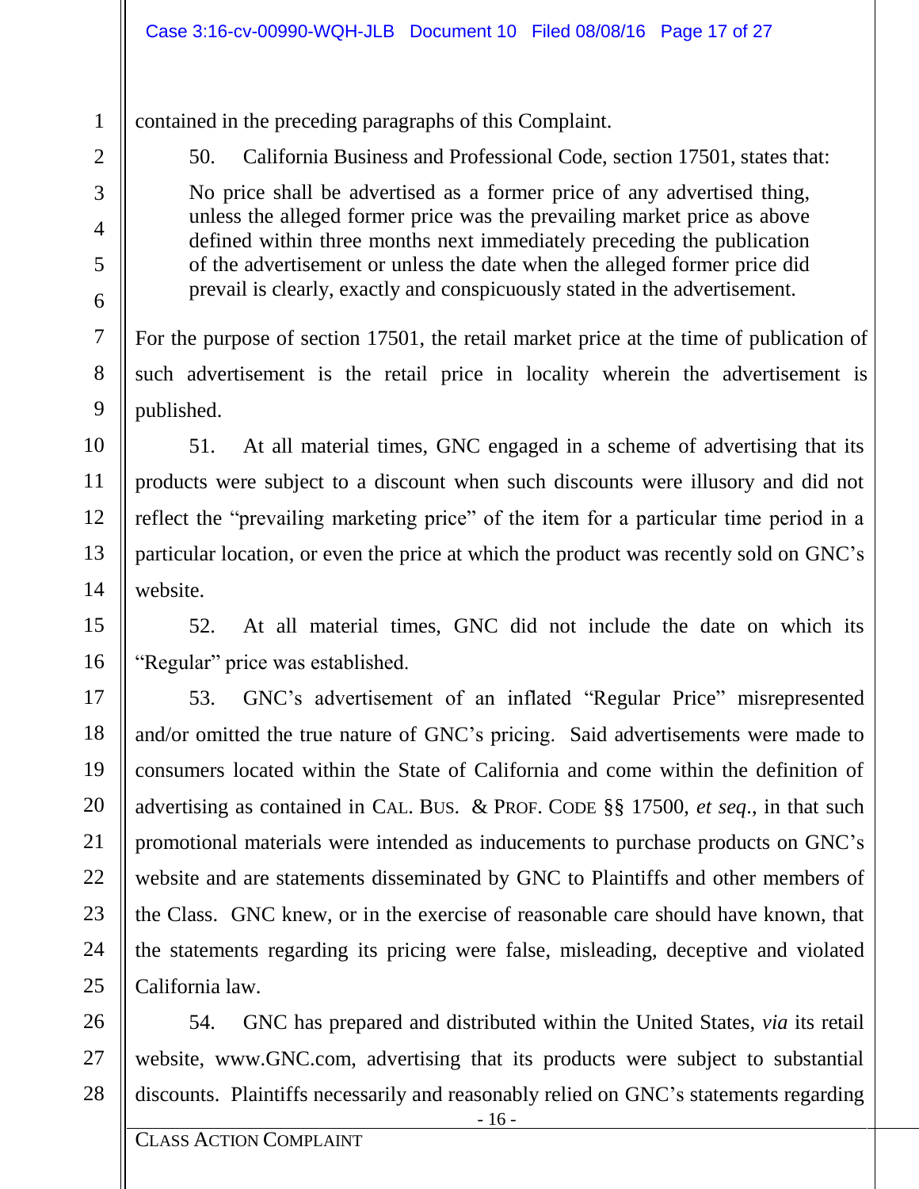contained in the preceding paragraphs of this Complaint.

50. California Business and Professional Code, section 17501, states that:

> No price shall be advertised as a former price of any advertised thing, unless the alleged former price was the prevailing market price as above defined within three months next immediately preceding the publication of the advertisement or unless the date when the alleged former price did prevail is clearly, exactly and conspicuously stated in the advertisement.

For the purpose of section 17501, the retail market price at the time of publication of such advertisement is the retail price in locality wherein the advertisement is published.

51. At all material times, GNC engaged in a scheme of advertising that its products were subject to a discount when such discounts were illusory and did not reflect the "prevailing marketing price" of the item for a particular time period in a particular location, or even the price at which the product was recently sold on GNC's website.

52. At all material times, GNC did not include the date on which its "Regular" price was established.

53. GNC's advertisement of an inflated "Regular Price" misrepresented and/or omitted the true nature of GNC's pricing. Said advertisements were made to consumers located within the State of California and come within the definition of advertising as contained in CAL. BUS. & PROF. CODE §§ 17500, *et seq*., in that such promotional materials were intended as inducements to purchase products on GNC's website and are statements disseminated by GNC to Plaintiffs and other members of the Class. GNC knew, or in the exercise of reasonable care should have known, that the statements regarding its pricing were false, misleading, deceptive and violated California law.

54. GNC has prepared and distributed within the United States, *via* its retail website, www.GNC.com, advertising that its products were subject to substantial discounts. Plaintiffs necessarily and reasonably relied on GNC's statements regarding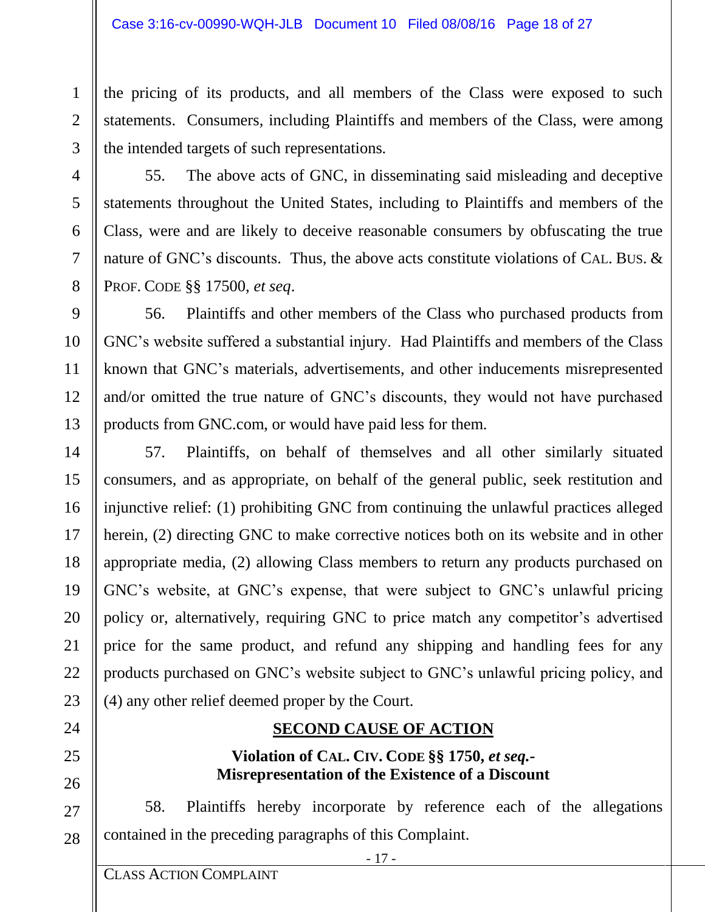the pricing of its products, and all members of the Class were exposed to such statements. Consumers, including Plaintiffs and members of the Class, were among the intended targets of such representations.

55. The above acts of GNC, in disseminating said misleading and deceptive statements throughout the United States, including to Plaintiffs and members of the Class, were and are likely to deceive reasonable consumers by obfuscating the true nature of GNC's discounts. Thus, the above acts constitute violations of CAL. BUS. & PROF. CODE §§ 17500, *et seq*.

56. Plaintiffs and other members of the Class who purchased products from GNC's website suffered a substantial injury. Had Plaintiffs and members of the Class known that GNC's materials, advertisements, and other inducements misrepresented and/or omitted the true nature of GNC's discounts, they would not have purchased products from GNC.com, or would have paid less for them.

57. Plaintiffs, on behalf of themselves and all other similarly situated consumers, and as appropriate, on behalf of the general public, seek restitution and injunctive relief: (1) prohibiting GNC from continuing the unlawful practices alleged herein, (2) directing GNC to make corrective notices both on its website and in other appropriate media, (2) allowing Class members to return any products purchased on GNC's website, at GNC's expense, that were subject to GNC's unlawful pricing policy or, alternatively, requiring GNC to price match any competitor's advertised price for the same product, and refund any shipping and handling fees for any products purchased on GNC's website subject to GNC's unlawful pricing policy, and (4) any other relief deemed proper by the Court.

## SECOND CAUSE OF ACTION

### Violation of CAL. CIV. CODE §§ 1750, *et seq.*- Misrepresentation of the Existence of a Discount

58. Plaintiffs hereby incorporate by reference each of the allegations contained in the preceding paragraphs of this Complaint.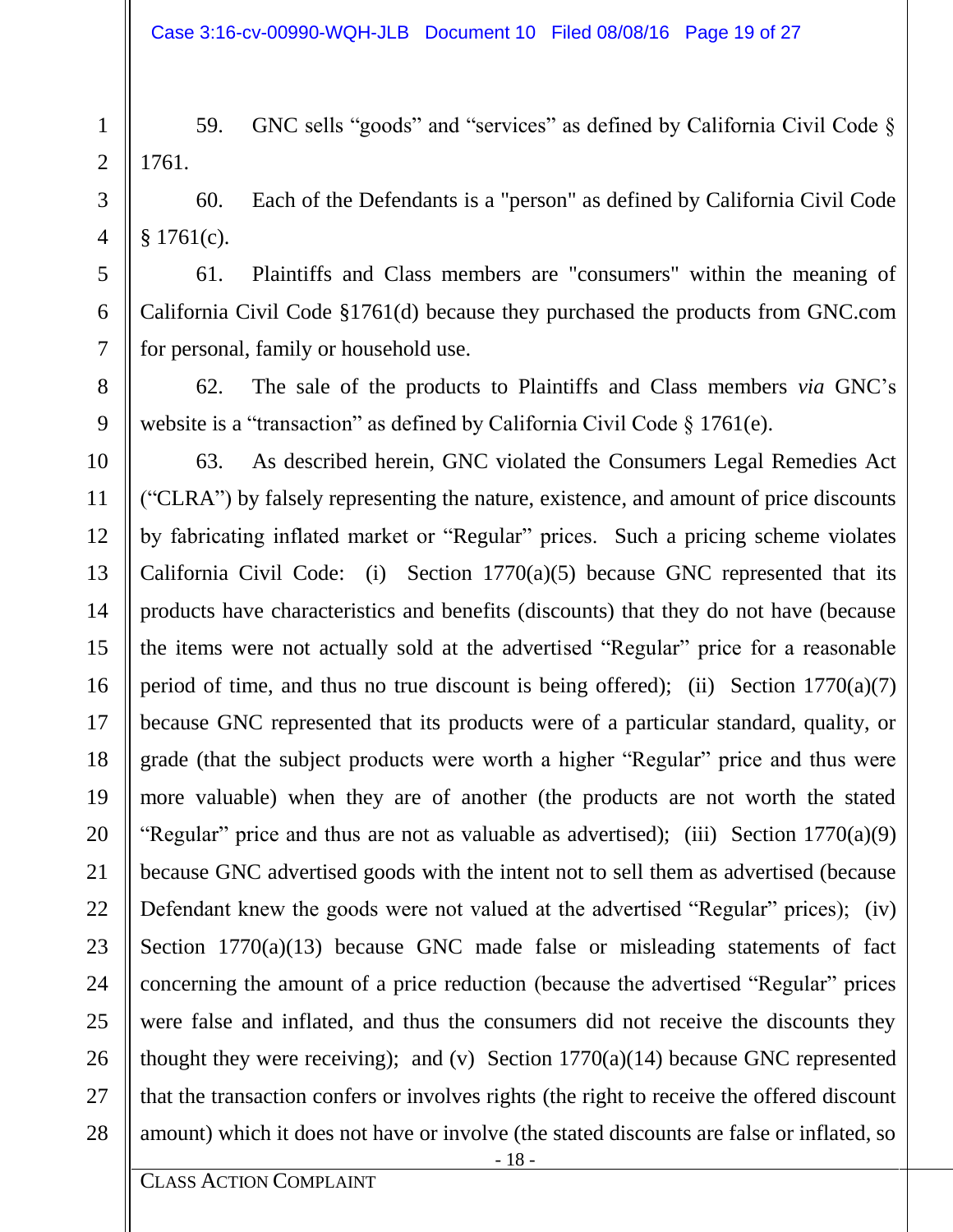59. GNC sells "goods" and "services" as defined by California Civil Code § 1761.

60. Each of the Defendants is a "person" as defined by California Civil Code § 1761(c).

61. Plaintiffs and Class members are "consumers" within the meaning of California Civil Code §1761(d) because they purchased the products from GNC.com for personal, family or household use.

62. The sale of the products to Plaintiffs and Class members *via* GNC's website is a "transaction" as defined by California Civil Code § 1761(e).

63. As described herein, GNC violated the Consumers Legal Remedies Act ("CLRA") by falsely representing the nature, existence, and amount of price discounts by fabricating inflated market or "Regular" prices. Such a pricing scheme violates California Civil Code: (i) Section 1770(a)(5) because GNC represented that its products have characteristics and benefits (discounts) that they do not have (because the items were not actually sold at the advertised "Regular" price for a reasonable period of time, and thus no true discount is being offered); (ii) Section 1770(a)(7) because GNC represented that its products were of a particular standard, quality, or grade (that the subject products were worth a higher "Regular" price and thus were more valuable) when they are of another (the products are not worth the stated "Regular" price and thus are not as valuable as advertised); (iii) Section 1770(a)(9) because GNC advertised goods with the intent not to sell them as advertised (because Defendant knew the goods were not valued at the advertised "Regular" prices); (iv) Section 1770(a)(13) because GNC made false or misleading statements of fact concerning the amount of a price reduction (because the advertised "Regular" prices were false and inflated, and thus the consumers did not receive the discounts they thought they were receiving); and (v) Section 1770(a)(14) because GNC represented that the transaction confers or involves rights (the right to receive the offered discount amount) which it does not have or involve (the stated discounts are false or inflated, so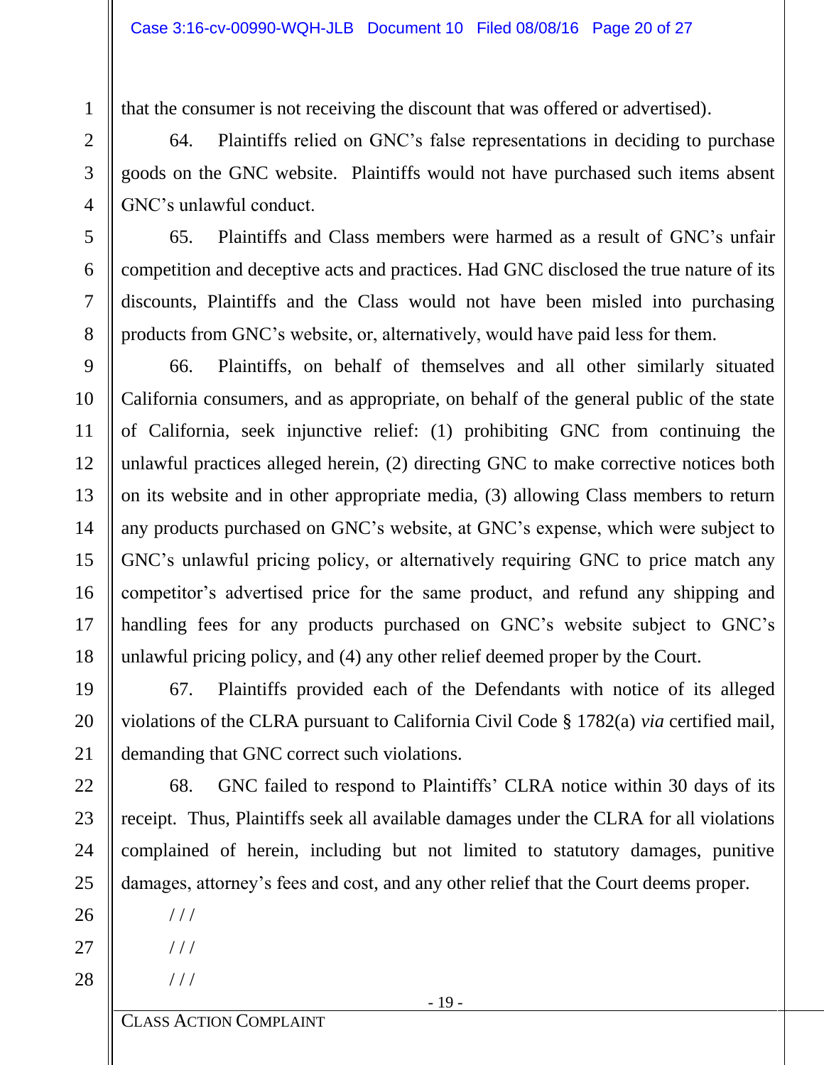that the consumer is not receiving the discount that was offered or advertised).

64. Plaintiffs relied on GNC's false representations in deciding to purchase goods on the GNC website. Plaintiffs would not have purchased such items absent GNC's unlawful conduct.

65. Plaintiffs and Class members were harmed as a result of GNC's unfair competition and deceptive acts and practices. Had GNC disclosed the true nature of its discounts, Plaintiffs and the Class would not have been misled into purchasing products from GNC's website, or, alternatively, would have paid less for them.

66. Plaintiffs, on behalf of themselves and all other similarly situated California consumers, and as appropriate, on behalf of the general public of the state of California, seek injunctive relief: (1) prohibiting GNC from continuing the unlawful practices alleged herein, (2) directing GNC to make corrective notices both on its website and in other appropriate media, (3) allowing Class members to return any products purchased on GNC's website, at GNC's expense, which were subject to GNC's unlawful pricing policy, or alternatively requiring GNC to price match any competitor's advertised price for the same product, and refund any shipping and handling fees for any products purchased on GNC's website subject to GNC's unlawful pricing policy, and (4) any other relief deemed proper by the Court.

67. Plaintiffs provided each of the Defendants with notice of its alleged violations of the CLRA pursuant to California Civil Code § 1782(a) *via* certified mail, demanding that GNC correct such violations.

68. GNC failed to respond to Plaintiffs' CLRA notice within 30 days of its receipt. Thus, Plaintiffs seek all available damages under the CLRA for all violations complained of herein, including but not limited to statutory damages, punitive damages, attorney's fees and cost, and any other relief that the Court deems proper.

/ / /

/ / /

/ / /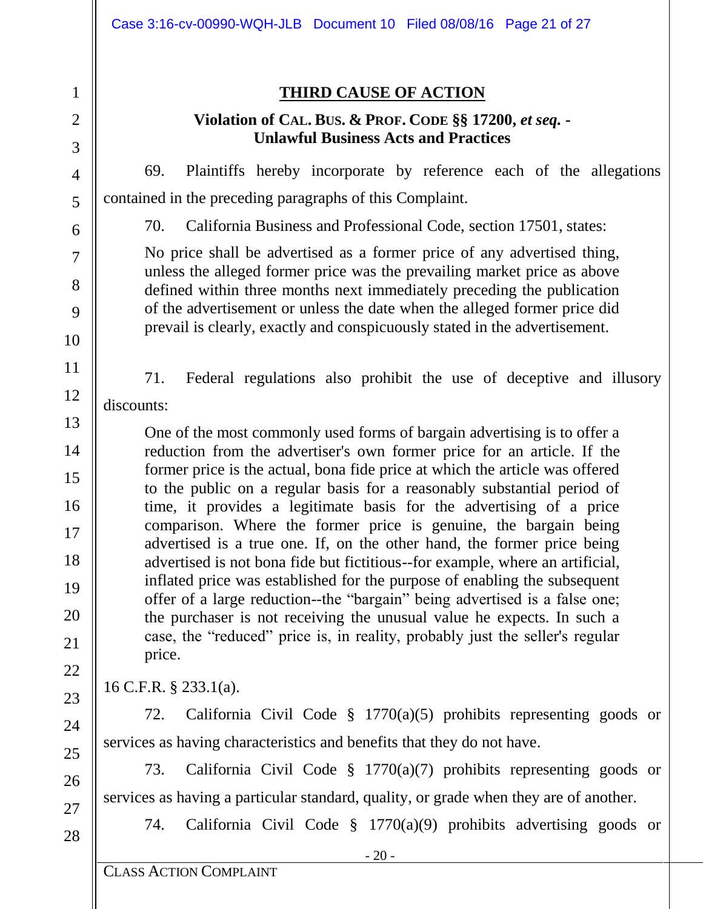## THIRD CAUSE OF ACTION

### Violation of CAL. BUS. & PROF. CODE §§ 17200, *et seq.* - Unlawful Business Acts and Practices

69. Plaintiffs hereby incorporate by reference each of the allegations contained in the preceding paragraphs of this Complaint.

70. California Business and Professional Code, section 17501, states:

> No price shall be advertised as a former price of any advertised thing, unless the alleged former price was the prevailing market price as above defined within three months next immediately preceding the publication of the advertisement or unless the date when the alleged former price did prevail is clearly, exactly and conspicuously stated in the advertisement.

71. Federal regulations also prohibit the use of deceptive and illusory discounts:

> One of the most commonly used forms of bargain advertising is to offer a reduction from the advertiser's own former price for an article. If the former price is the actual, bona fide price at which the article was offered to the public on a regular basis for a reasonably substantial period of time, it provides a legitimate basis for the advertising of a price comparison. Where the former price is genuine, the bargain being advertised is a true one. If, on the other hand, the former price being advertised is not bona fide but fictitious--for example, where an artificial, inflated price was established for the purpose of enabling the subsequent offer of a large reduction--the "bargain" being advertised is a false one; the purchaser is not receiving the unusual value he expects. In such a case, the "reduced" price is, in reality, probably just the seller's regular price.

16 C.F.R. § 233.1(a).

72. California Civil Code § 1770(a)(5) prohibits representing goods or services as having characteristics and benefits that they do not have.

73. California Civil Code § 1770(a)(7) prohibits representing goods or services as having a particular standard, quality, or grade when they are of another.

74. California Civil Code § 1770(a)(9) prohibits advertising goods or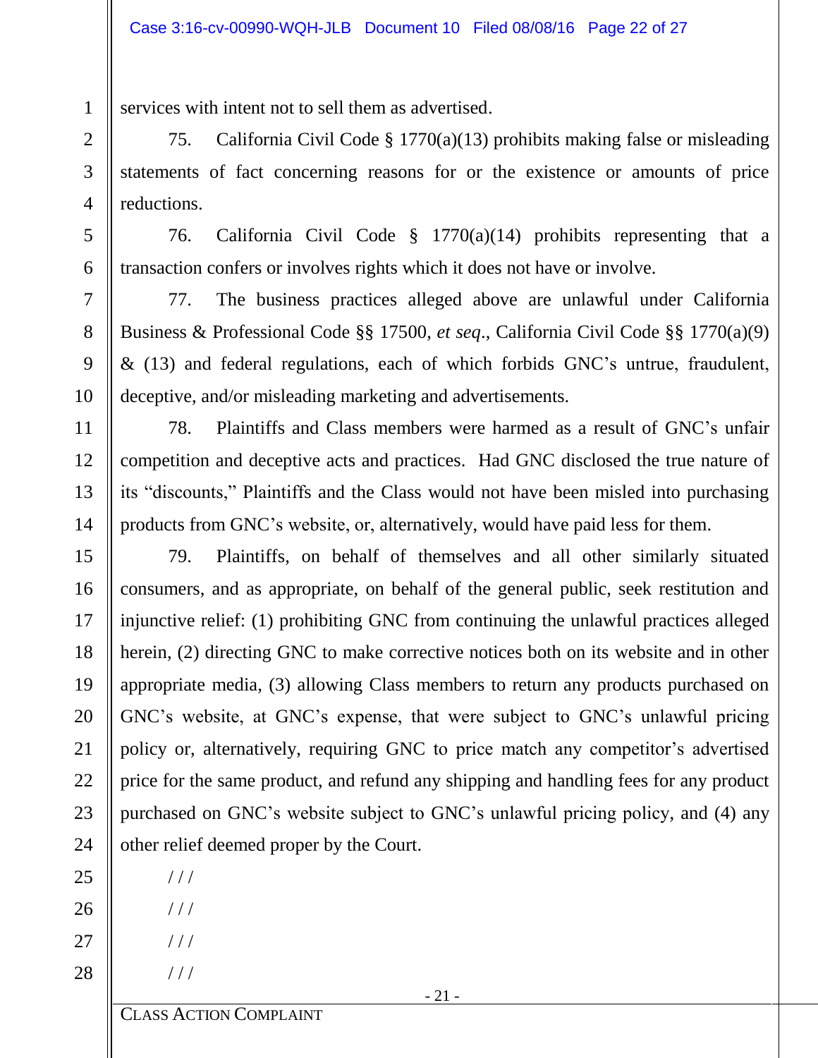services with intent not to sell them as advertised.

75. California Civil Code § 1770(a)(13) prohibits making false or misleading statements of fact concerning reasons for or the existence or amounts of price reductions.

76. California Civil Code § 1770(a)(14) prohibits representing that a transaction confers or involves rights which it does not have or involve.

77. The business practices alleged above are unlawful under California Business & Professional Code §§ 17500, *et seq*., California Civil Code §§ 1770(a)(9) & (13) and federal regulations, each of which forbids GNC's untrue, fraudulent, deceptive, and/or misleading marketing and advertisements.

78. Plaintiffs and Class members were harmed as a result of GNC's unfair competition and deceptive acts and practices. Had GNC disclosed the true nature of its "discounts," Plaintiffs and the Class would not have been misled into purchasing products from GNC's website, or, alternatively, would have paid less for them.

79. Plaintiffs, on behalf of themselves and all other similarly situated consumers, and as appropriate, on behalf of the general public, seek restitution and injunctive relief: (1) prohibiting GNC from continuing the unlawful practices alleged herein, (2) directing GNC to make corrective notices both on its website and in other appropriate media, (3) allowing Class members to return any products purchased on GNC's website, at GNC's expense, that were subject to GNC's unlawful pricing policy or, alternatively, requiring GNC to price match any competitor's advertised price for the same product, and refund any shipping and handling fees for any product purchased on GNC's website subject to GNC's unlawful pricing policy, and (4) any other relief deemed proper by the Court.

/ / /

/ / /

/ / /

/ / /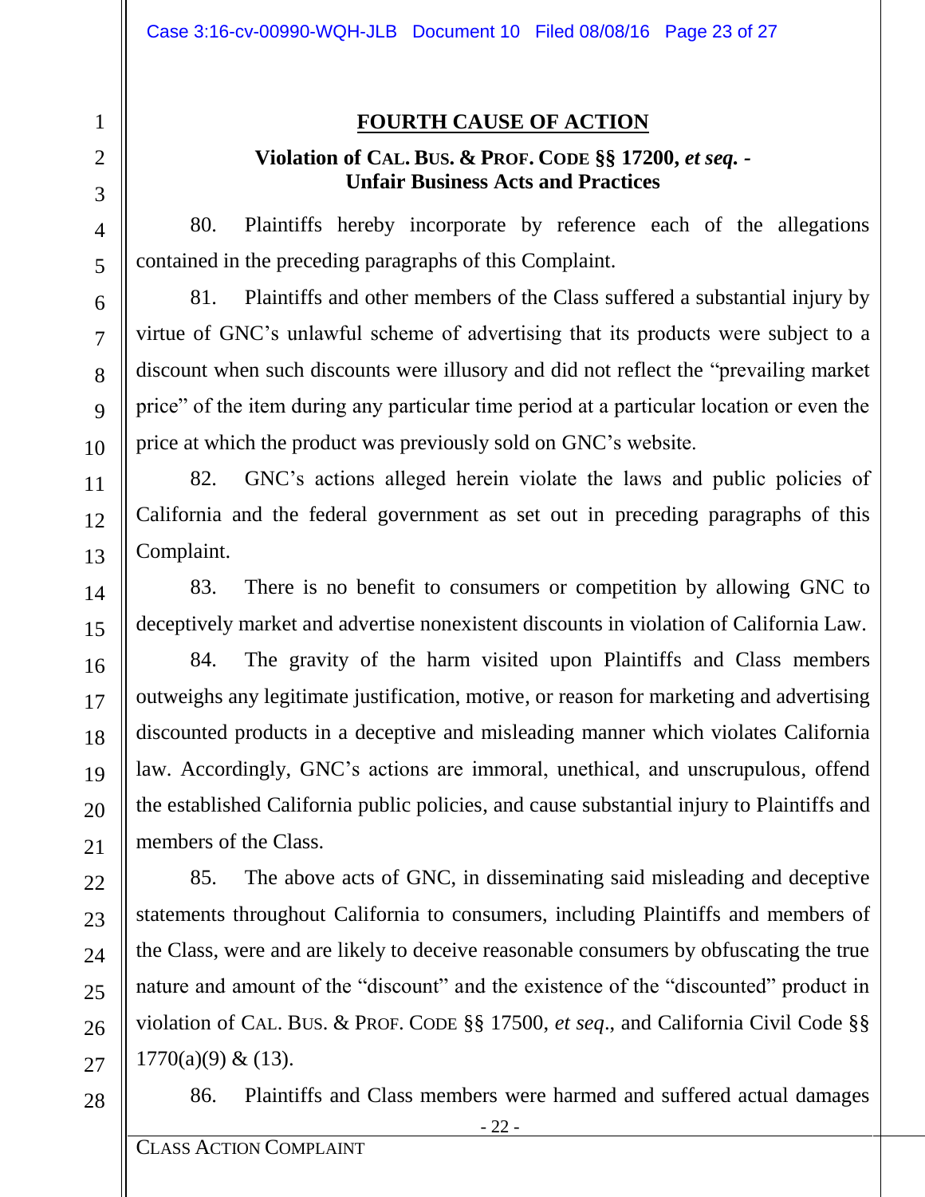## FOURTH CAUSE OF ACTION

### Violation of CAL. BUS. & PROF. CODE §§ 17200, *et seq.* - Unfair Business Acts and Practices

80. Plaintiffs hereby incorporate by reference each of the allegations contained in the preceding paragraphs of this Complaint.

81. Plaintiffs and other members of the Class suffered a substantial injury by virtue of GNC's unlawful scheme of advertising that its products were subject to a discount when such discounts were illusory and did not reflect the "prevailing market price" of the item during any particular time period at a particular location or even the price at which the product was previously sold on GNC's website.

82. GNC's actions alleged herein violate the laws and public policies of California and the federal government as set out in preceding paragraphs of this Complaint.

83. There is no benefit to consumers or competition by allowing GNC to deceptively market and advertise nonexistent discounts in violation of California Law.

84. The gravity of the harm visited upon Plaintiffs and Class members outweighs any legitimate justification, motive, or reason for marketing and advertising discounted products in a deceptive and misleading manner which violates California law. Accordingly, GNC's actions are immoral, unethical, and unscrupulous, offend the established California public policies, and cause substantial injury to Plaintiffs and members of the Class.

85. The above acts of GNC, in disseminating said misleading and deceptive statements throughout California to consumers, including Plaintiffs and members of the Class, were and are likely to deceive reasonable consumers by obfuscating the true nature and amount of the "discount" and the existence of the "discounted" product in violation of CAL. BUS. & PROF. CODE §§ 17500, *et seq*., and California Civil Code §§ 1770(a)(9) & (13).

86. Plaintiffs and Class members were harmed and suffered actual damages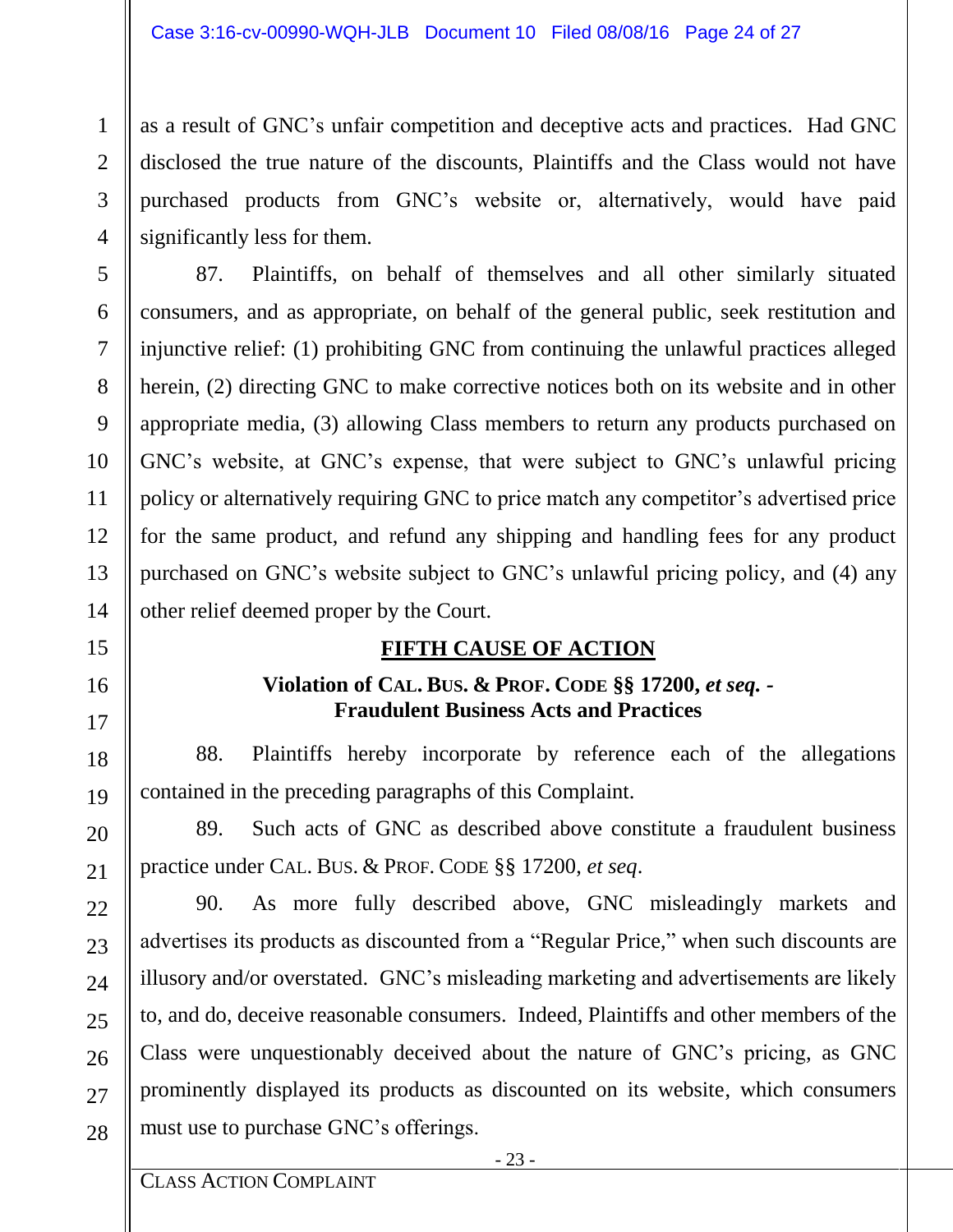as a result of GNC's unfair competition and deceptive acts and practices. Had GNC disclosed the true nature of the discounts, Plaintiffs and the Class would not have purchased products from GNC's website or, alternatively, would have paid significantly less for them.

87. Plaintiffs, on behalf of themselves and all other similarly situated consumers, and as appropriate, on behalf of the general public, seek restitution and injunctive relief: (1) prohibiting GNC from continuing the unlawful practices alleged herein, (2) directing GNC to make corrective notices both on its website and in other appropriate media, (3) allowing Class members to return any products purchased on GNC's website, at GNC's expense, that were subject to GNC's unlawful pricing policy or alternatively requiring GNC to price match any competitor's advertised price for the same product, and refund any shipping and handling fees for any product purchased on GNC's website subject to GNC's unlawful pricing policy, and (4) any other relief deemed proper by the Court.

**FIFTH CAUSE OF ACTION**

**Violation of CAL. BUS. & PROF. CODE §§ 17200, *et seq.* - Fraudulent Business Acts and Practices**

88. Plaintiffs hereby incorporate by reference each of the allegations contained in the preceding paragraphs of this Complaint.

89. Such acts of GNC as described above constitute a fraudulent business practice under CAL. BUS. & PROF. CODE §§ 17200, *et seq*.

90. As more fully described above, GNC misleadingly markets and advertises its products as discounted from a "Regular Price," when such discounts are illusory and/or overstated. GNC's misleading marketing and advertisements are likely to, and do, deceive reasonable consumers. Indeed, Plaintiffs and other members of the Class were unquestionably deceived about the nature of GNC's pricing, as GNC prominently displayed its products as discounted on its website, which consumers must use to purchase GNC's offerings.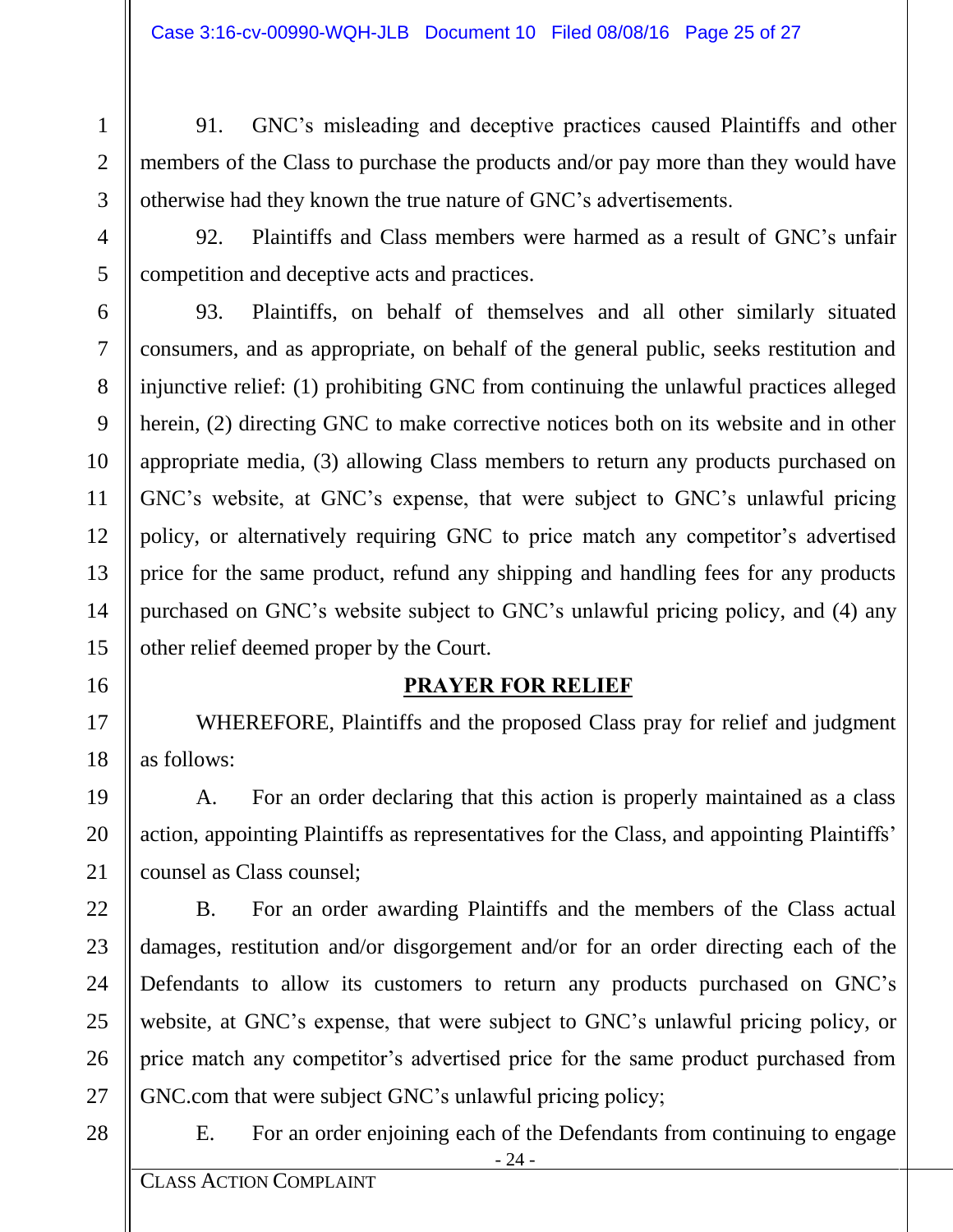91. GNC's misleading and deceptive practices caused Plaintiffs and other members of the Class to purchase the products and/or pay more than they would have otherwise had they known the true nature of GNC's advertisements.

92. Plaintiffs and Class members were harmed as a result of GNC's unfair competition and deceptive acts and practices.

93. Plaintiffs, on behalf of themselves and all other similarly situated consumers, and as appropriate, on behalf of the general public, seeks restitution and injunctive relief: (1) prohibiting GNC from continuing the unlawful practices alleged herein, (2) directing GNC to make corrective notices both on its website and in other appropriate media, (3) allowing Class members to return any products purchased on GNC's website, at GNC's expense, that were subject to GNC's unlawful pricing policy, or alternatively requiring GNC to price match any competitor's advertised price for the same product, refund any shipping and handling fees for any products purchased on GNC's website subject to GNC's unlawful pricing policy, and (4) any other relief deemed proper by the Court.

## PRAYER FOR RELIEF

WHEREFORE, Plaintiffs and the proposed Class pray for relief and judgment as follows:

A. For an order declaring that this action is properly maintained as a class action, appointing Plaintiffs as representatives for the Class, and appointing Plaintiffs' counsel as Class counsel;

B. For an order awarding Plaintiffs and the members of the Class actual damages, restitution and/or disgorgement and/or for an order directing each of the Defendants to allow its customers to return any products purchased on GNC's website, at GNC's expense, that were subject to GNC's unlawful pricing policy, or price match any competitor's advertised price for the same product purchased from GNC.com that were subject GNC's unlawful pricing policy;

E. For an order enjoining each of the Defendants from continuing to engage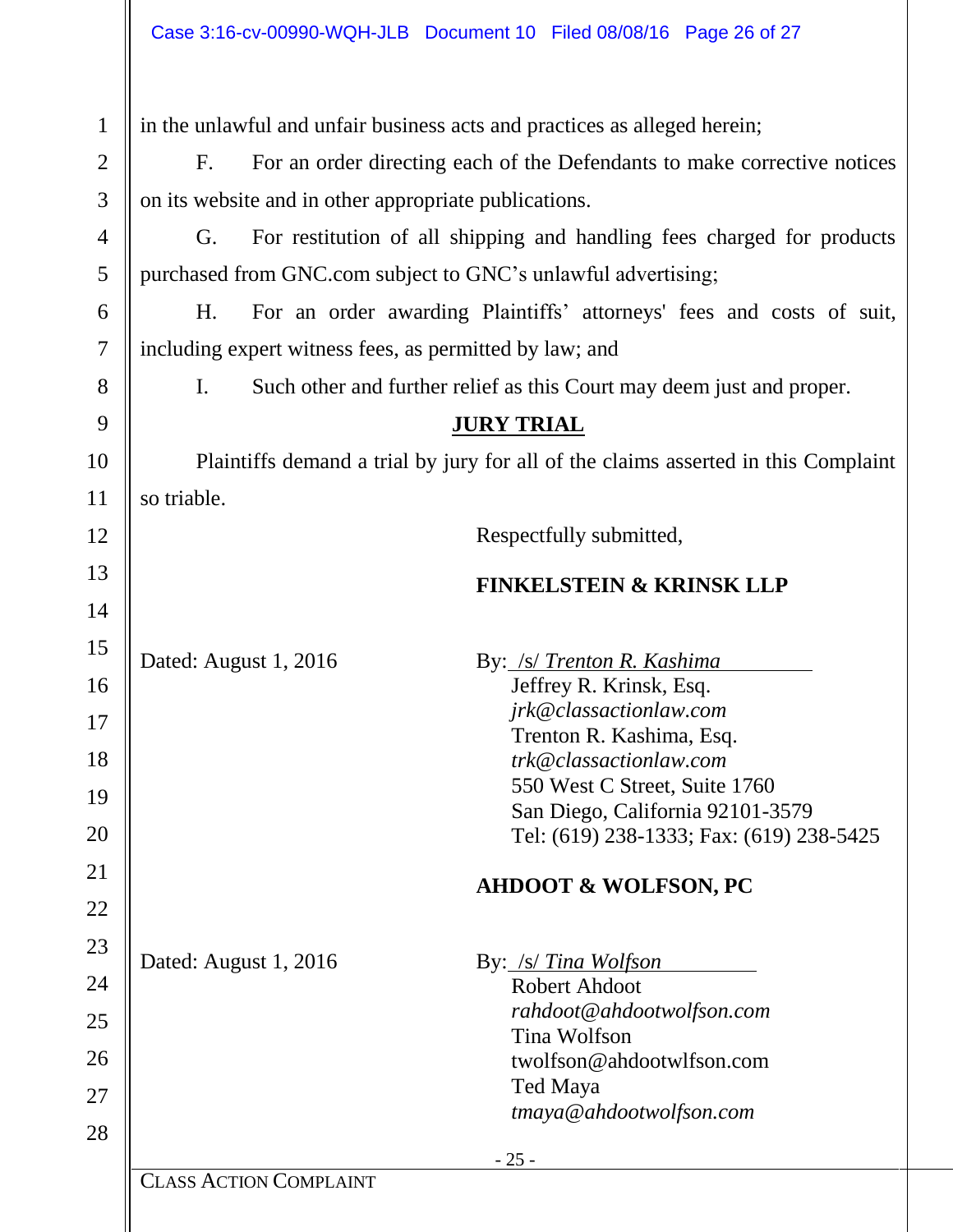in the unlawful and unfair business acts and practices as alleged herein;

F. For an order directing each of the Defendants to make corrective notices on its website and in other appropriate publications.

G. For restitution of all shipping and handling fees charged for products purchased from GNC.com subject to GNC's unlawful advertising;

H. For an order awarding Plaintiffs' attorneys' fees and costs of suit, including expert witness fees, as permitted by law; and

I. Such other and further relief as this Court may deem just and proper.

## JURY TRIAL

Plaintiffs demand a trial by jury for all of the claims asserted in this Complaint so triable.

Respectfully submitted,

**FINKELSTEIN & KRINSK LLP**

Dated: August 1, 2016

By: /s/ *Trenton R. Kashima*
Jeffrey R. Krinsk, Esq.
*jrk@classactionlaw.com*
Trenton R. Kashima, Esq.
*trk@classactionlaw.com*
550 West C Street, Suite 1760
San Diego, California 92101-3579
Tel: (619) 238-1333; Fax: (619) 238-5425

**AHDOOT & WOLFSON, PC**

Dated: August 1, 2016

By: /s/ *Tina Wolfson*
Robert Ahdoot
*rahdoot@ahdootwolfson.com*
Tina Wolfson
twolfson@ahdootwlfson.com
Ted Maya
*tmaya@ahdootwolfson.com*

CLASS ACTION COMPLAINT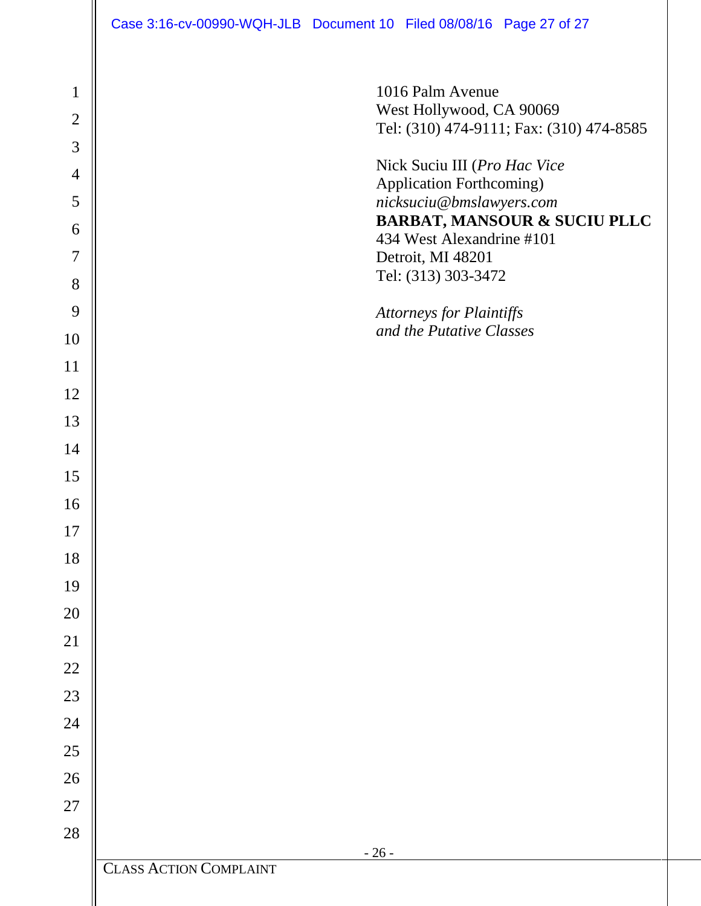1016 Palm Avenue
West Hollywood, CA 90069
Tel: (310) 474-9111; Fax: (310) 474-8585

Nick Suciu III (*Pro Hac Vice* Application Forthcoming)
*nicksuciu@bmslawyers.com*
**BARBAT, MANSOUR & SUCIU PLLC**
434 West Alexandrine #101
Detroit, MI 48201
Tel: (313) 303-3472

*Attorneys for Plaintiffs and the Putative Classes*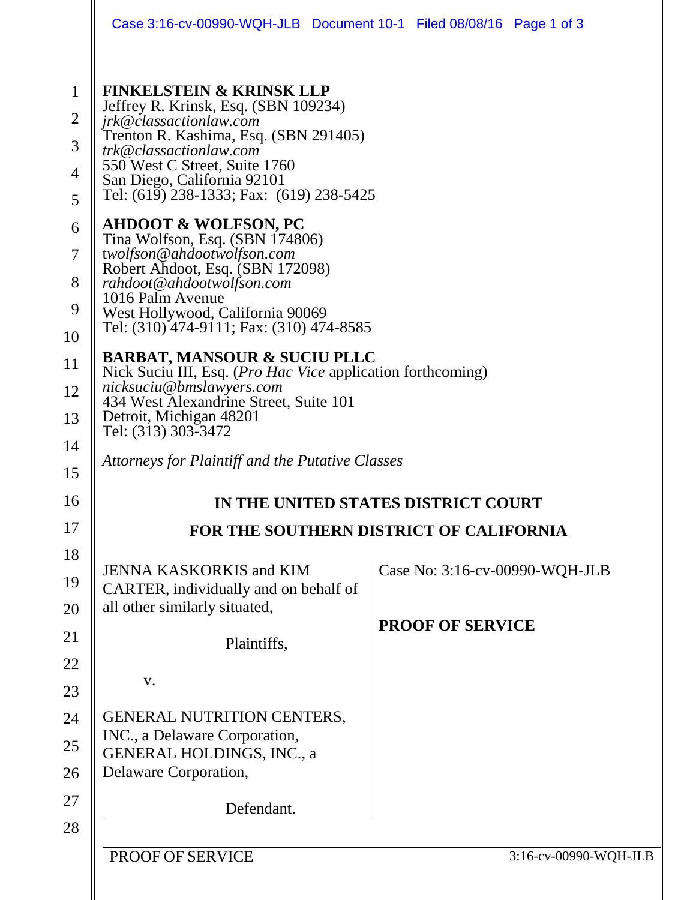**FINKELSTEIN & KRINSK LLP**
Jeffrey R. Krinsk, Esq. (SBN 109234)
*jrk@classactionlaw.com*
Trenton R. Kashima, Esq. (SBN 291405)
*trk@classactionlaw.com*
550 West C Street, Suite 1760
San Diego, California 92101
Tel: (619) 238-1333; Fax: (619) 238-5425

**AHDOOT & WOLFSON, PC**
Tina Wolfson, Esq. (SBN 174806)
*twolfson@ahdootwolfson.com*
Robert Ahdoot, Esq. (SBN 172098)
*rahdoot@ahdootwolfson.com*
1016 Palm Avenue
West Hollywood, California 90069
Tel: (310) 474-9111; Fax: (310) 474-8585

**BARBAT, MANSOUR & SUCIU PLLC**
Nick Suciu III, Esq. (*Pro Hac Vice* application forthcoming)
*nicksuciu@bmslawyers.com*
434 West Alexandrine Street, Suite 101
Detroit, Michigan 48201
Tel: (313) 303-3472

*Attorneys for Plaintiff and the Putative Classes*

**IN THE UNITED STATES DISTRICT COURT**

**FOR THE SOUTHERN DISTRICT OF CALIFORNIA**

JENNA KASKORKIS and KIM CARTER, individually and on behalf of all other similarly situated,

Plaintiffs,

v.

GENERAL NUTRITION CENTERS, INC., a Delaware Corporation, GENERAL HOLDINGS, INC., a Delaware Corporation,

Defendant.

Case No: 3:16-cv-00990-WQH-JLB

**PROOF OF SERVICE**

PROOF OF SERVICE 3:16-cv-00990-WQH-JLB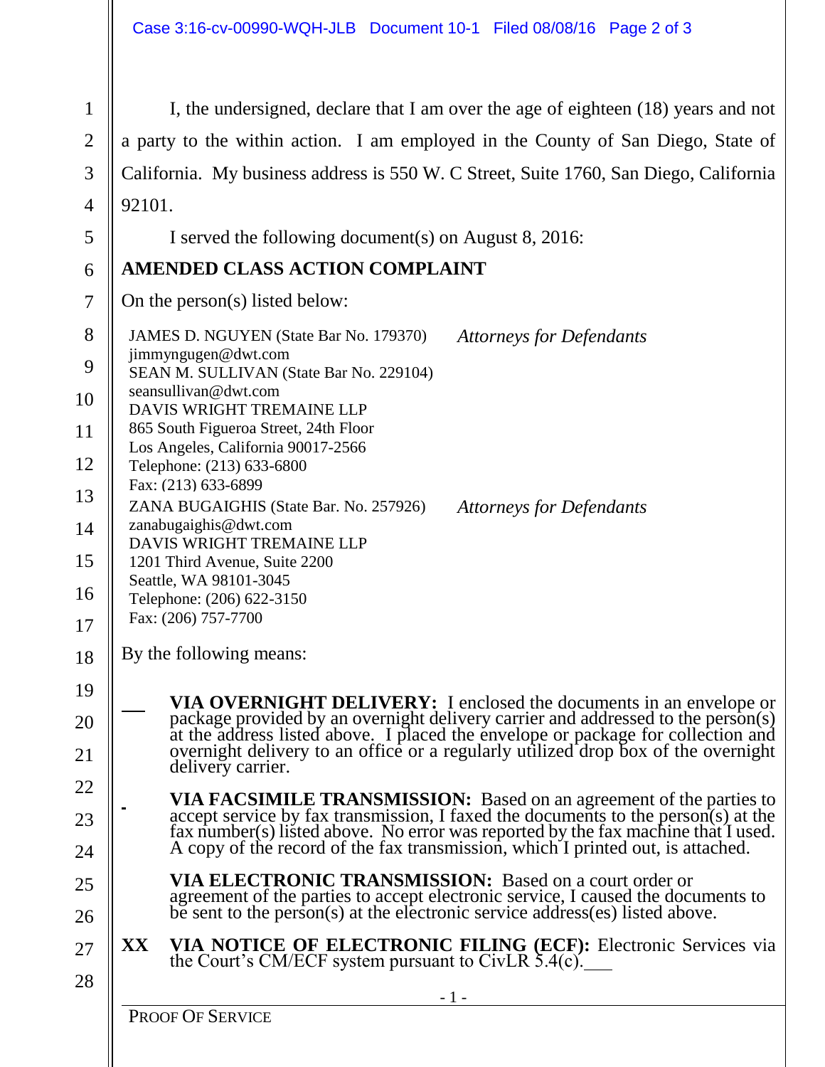I, the undersigned, declare that I am over the age of eighteen (18) years and not a party to the within action. I am employed in the County of San Diego, State of California. My business address is 550 W. C Street, Suite 1760, San Diego, California 92101.

I served the following document(s) on August 8, 2016:

**AMENDED CLASS ACTION COMPLAINT**

On the person(s) listed below:

| | |
|---|---|
| JAMES D. NGUYEN (State Bar No. 179370)<br>jimmyngugen@dwt.com<br>SEAN M. SULLIVAN (State Bar No. 229104)<br>seansullivan@dwt.com<br>DAVIS WRIGHT TREMAINE LLP<br>865 South Figueroa Street, 24th Floor<br>Los Angeles, California 90017-2566<br>Telephone: (213) 633-6800<br>Fax: (213) 633-6899 | *Attorneys for Defendants* |
| ZANA BUGAIGHIS (State Bar. No. 257926)<br>zanabugaighis@dwt.com<br>DAVIS WRIGHT TREMAINE LLP<br>1201 Third Avenue, Suite 2200<br>Seattle, WA 98101-3045<br>Telephone: (206) 622-3150<br>Fax: (206) 757-7700 | *Attorneys for Defendants* |

By the following means:

___ **VIA OVERNIGHT DELIVERY:** I enclosed the documents in an envelope or package provided by an overnight delivery carrier and addressed to the person(s) at the address listed above. I placed the envelope or package for collection and overnight delivery to an office or a regularly utilized drop box of the overnight delivery carrier.

**VIA FACSIMILE TRANSMISSION:** Based on an agreement of the parties to accept service by fax transmission, I faxed the documents to the person(s) at the fax number(s) listed above. No error was reported by the fax machine that I used. A copy of the record of the fax transmission, which I printed out, is attached.

**VIA ELECTRONIC TRANSMISSION:** Based on a court order or agreement of the parties to accept electronic service, I caused the documents to be sent to the person(s) at the electronic service address(es) listed above.

**XX** **VIA NOTICE OF ELECTRONIC FILING (ECF):** Electronic Services via the Court's CM/ECF system pursuant to CivLR 5.4(c).___

PROOF OF SERVICE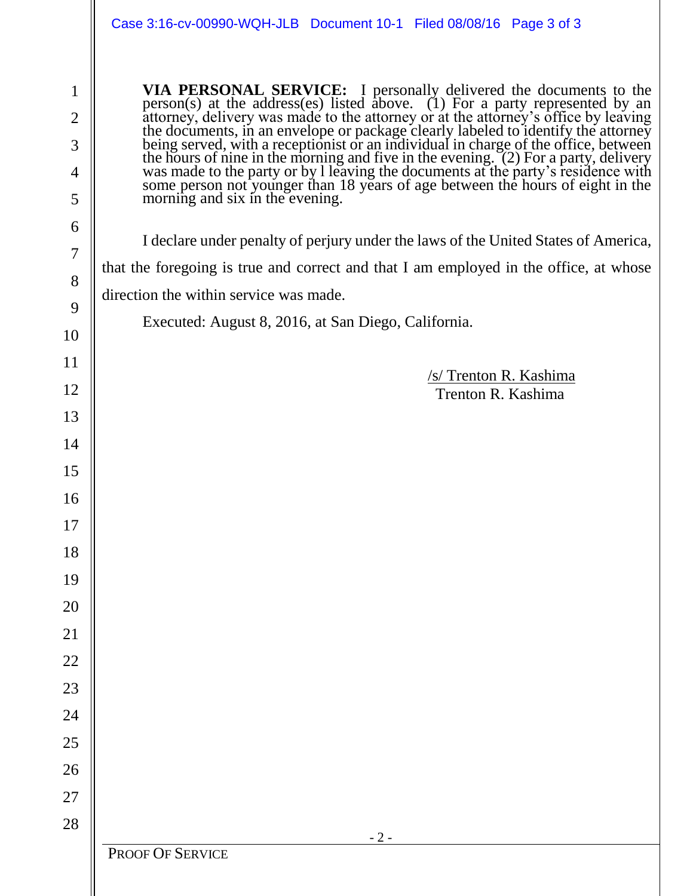**VIA PERSONAL SERVICE:** I personally delivered the documents to the person(s) at the address(es) listed above. (1) For a party represented by an attorney, delivery was made to the attorney or at the attorney's office by leaving the documents, in an envelope or package clearly labeled to identify the attorney being served, with a receptionist or an individual in charge of the office, between the hours of nine in the morning and five in the evening. (2) For a party, delivery was made to the party or by l leaving the documents at the party's residence with some person not younger than 18 years of age between the hours of eight in the morning and six in the evening.

I declare under penalty of perjury under the laws of the United States of America, that the foregoing is true and correct and that I am employed in the office, at whose direction the within service was made.

Executed: August 8, 2016, at San Diego, California.

/s/ Trenton R. Kashima
Trenton R. Kashima

PROOF OF SERVICE